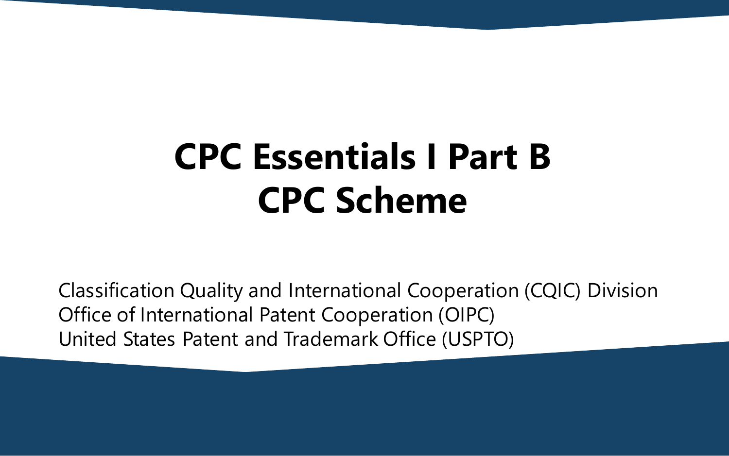# CPC Essentials I Part B
# CPC Scheme

Classification Quality and International Cooperation (CQIC) Division
Office of International Patent Cooperation (OIPC)
United States Patent and Trademark Office (USPTO)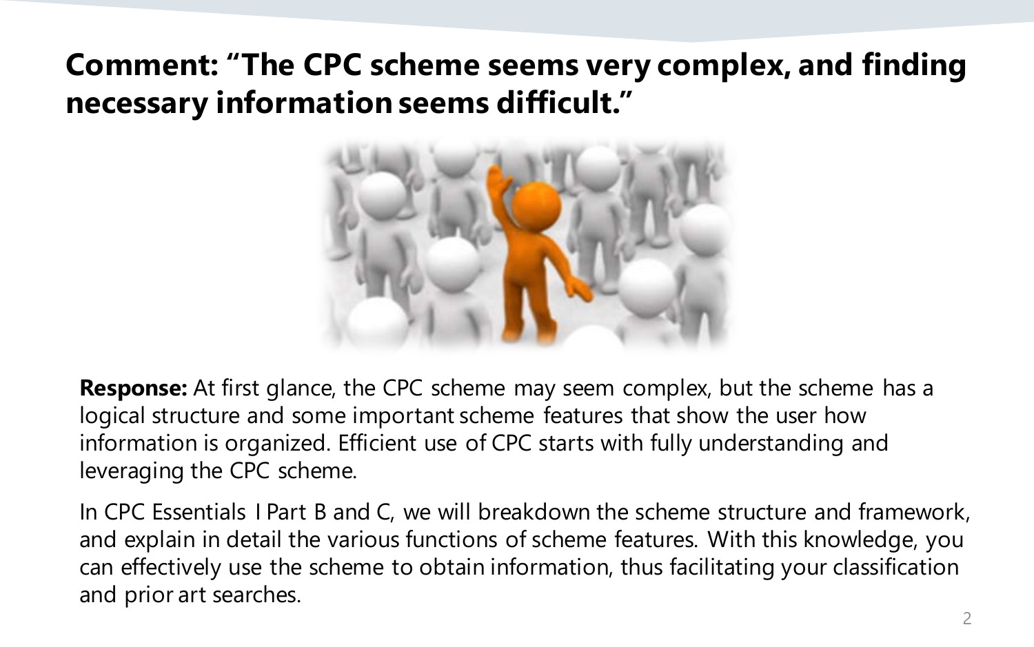# Comment: “The CPC scheme seems very complex, and finding necessary information seems difficult.”

**Response:** At first glance, the CPC scheme may seem complex, but the scheme has a logical structure and some important scheme features that show the user how information is organized. Efficient use of CPC starts with fully understanding and leveraging the CPC scheme.

In CPC Essentials I Part B and C, we will breakdown the scheme structure and framework, and explain in detail the various functions of scheme features. With this knowledge, you can effectively use the scheme to obtain information, thus facilitating your classification and prior art searches.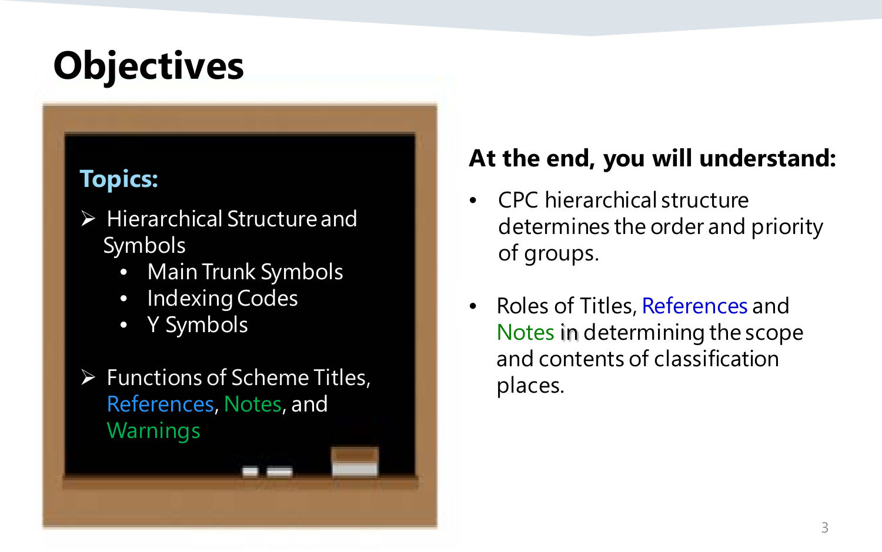# Objectives

**Topics:**

- Hierarchical Structure and Symbols
  - Main Trunk Symbols
  - Indexing Codes
  - Y Symbols
- Functions of Scheme Titles, References, Notes, and Warnings

**At the end, you will understand:**

- CPC hierarchical structure determines the order and priority of groups.
- Roles of Titles, References and Notes in determining the scope and contents of classification places.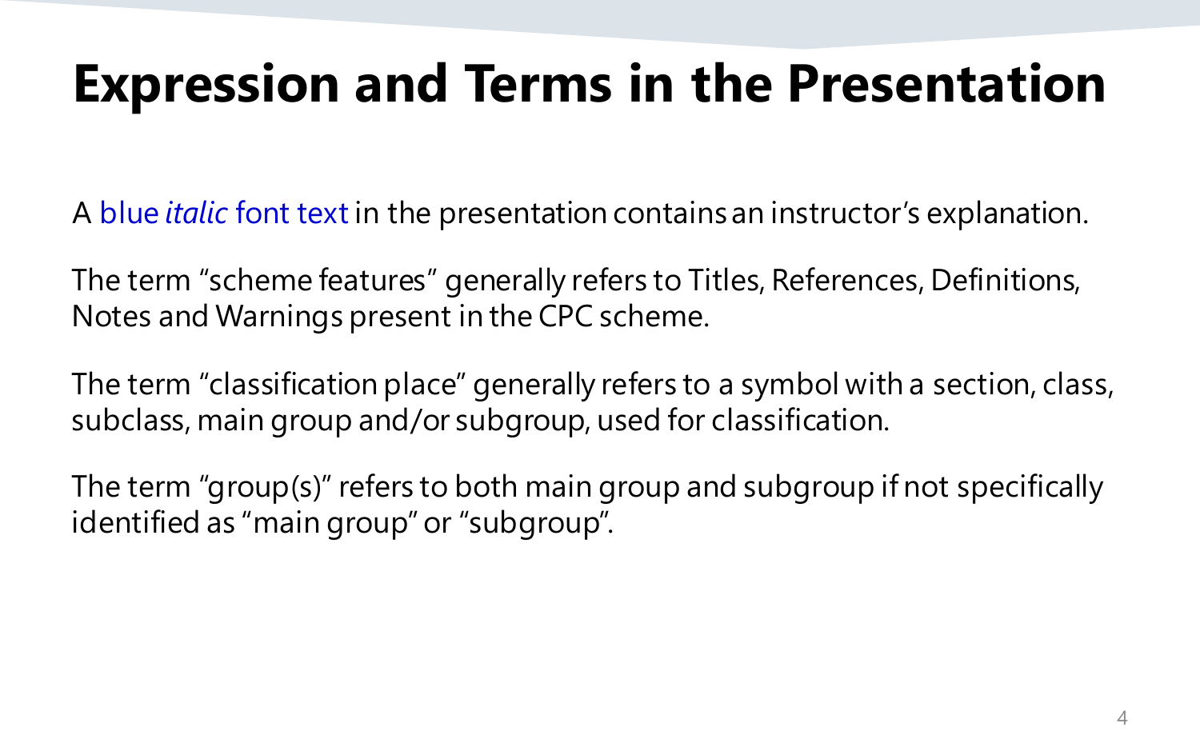# Expression and Terms in the Presentation

A blue *italic* font text in the presentation contains an instructor's explanation.

The term "scheme features" generally refers to Titles, References, Definitions, Notes and Warnings present in the CPC scheme.

The term "classification place" generally refers to a symbol with a section, class, subclass, main group and/or subgroup, used for classification.

The term "group(s)" refers to both main group and subgroup if not specifically identified as "main group" or "subgroup".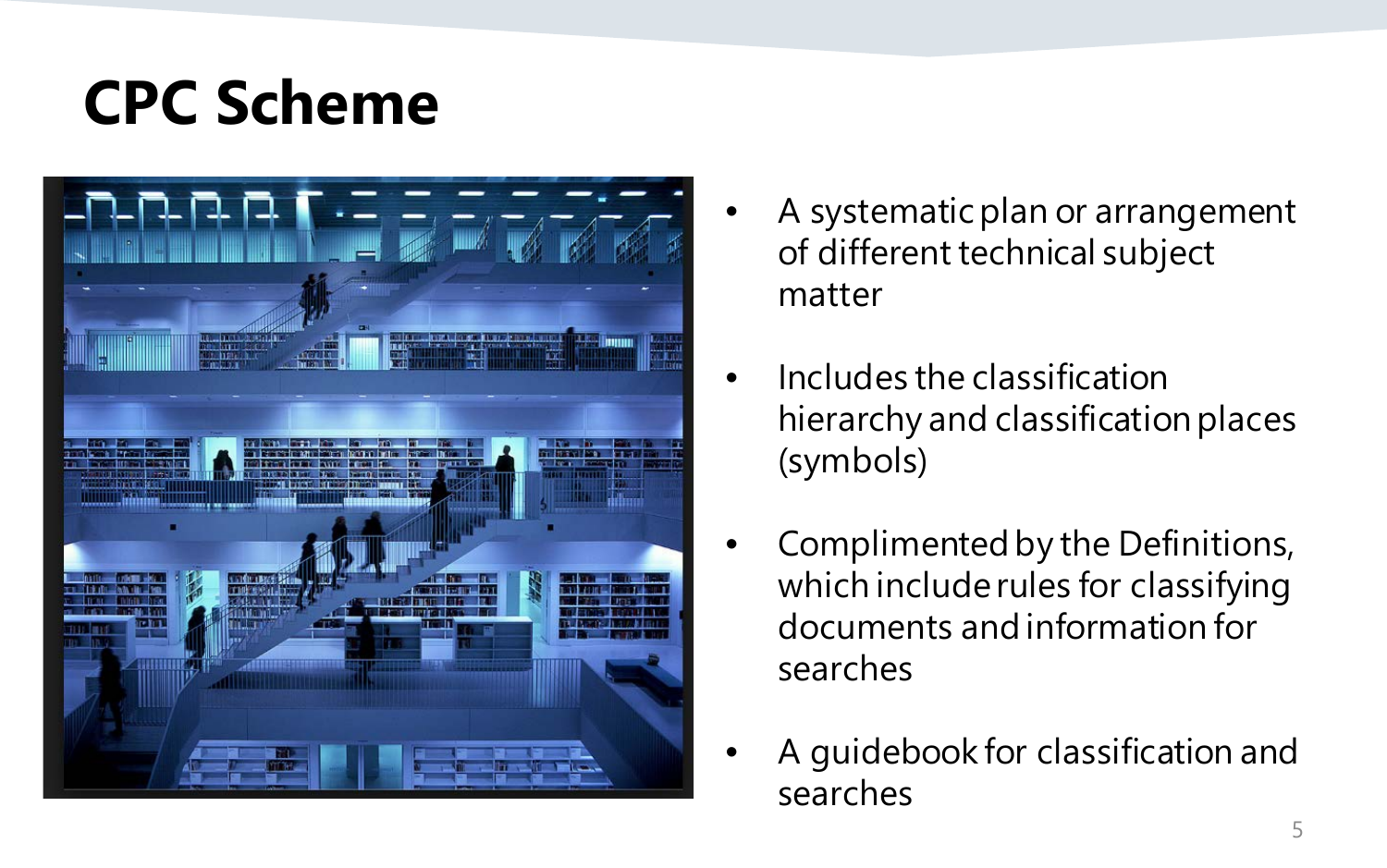# CPC Scheme

- A systematic plan or arrangement of different technical subject matter
- Includes the classification hierarchy and classification places (symbols)
- Complimented by the Definitions, which include rules for classifying documents and information for searches
- A guidebook for classification and searches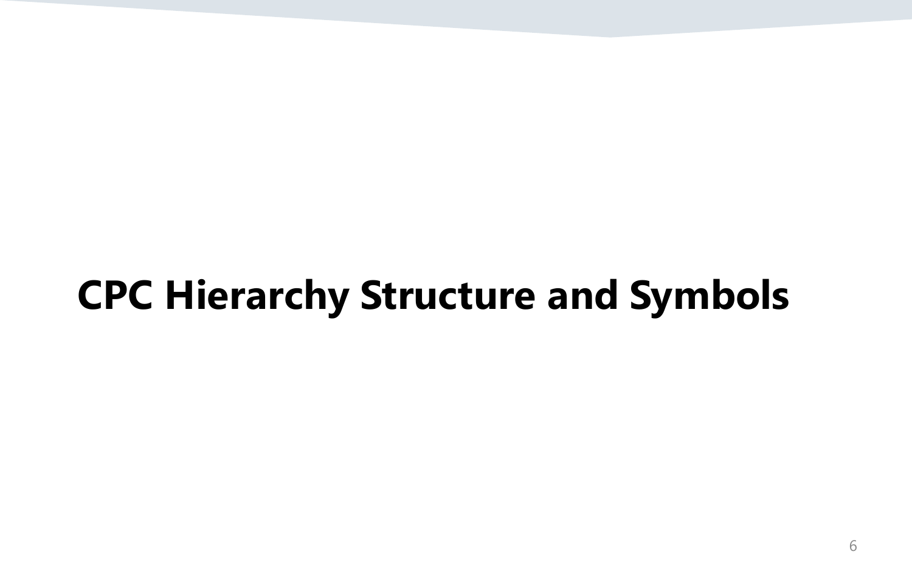# CPC Hierarchy Structure and Symbols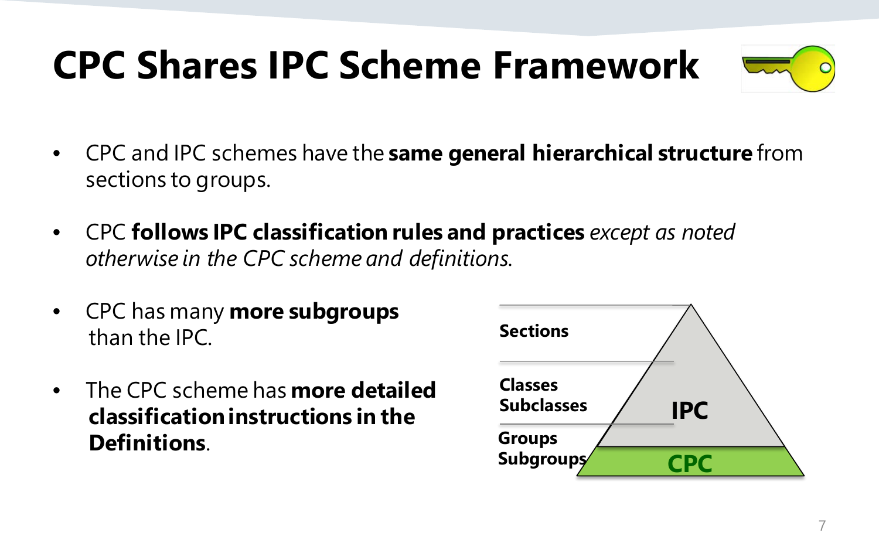# CPC Shares IPC Scheme Framework

- CPC and IPC schemes have the **same general hierarchical structure** from sections to groups.
- CPC **follows IPC classification rules and practices** *except as noted otherwise in the CPC scheme and definitions.*
- CPC has many **more subgroups** than the IPC.
- The CPC scheme has **more detailed classification instructions in the Definitions**.

Sections

Classes
Subclasses

Groups
Subgroups

IPC

CPC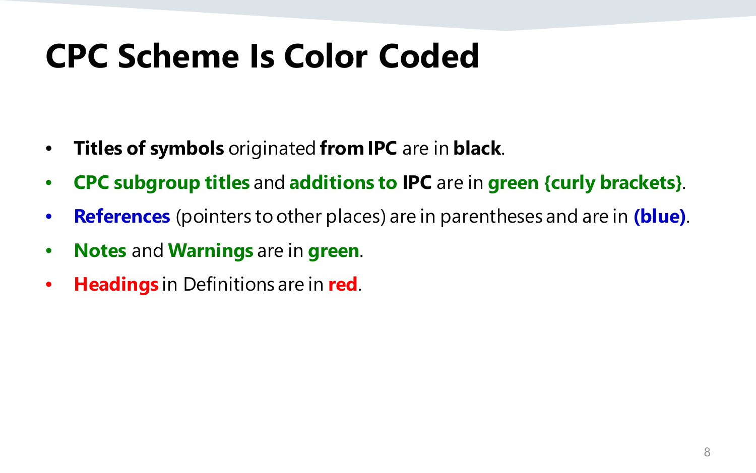# CPC Scheme Is Color Coded

- **Titles of symbols** originated **from IPC** are in **black**.
- **CPC subgroup titles** and **additions to IPC** are in **green {curly brackets}**.
- **References** (pointers to other places) are in parentheses and are in **(blue)**.
- **Notes** and **Warnings** are in **green**.
- **Headings** in Definitions are in **red**.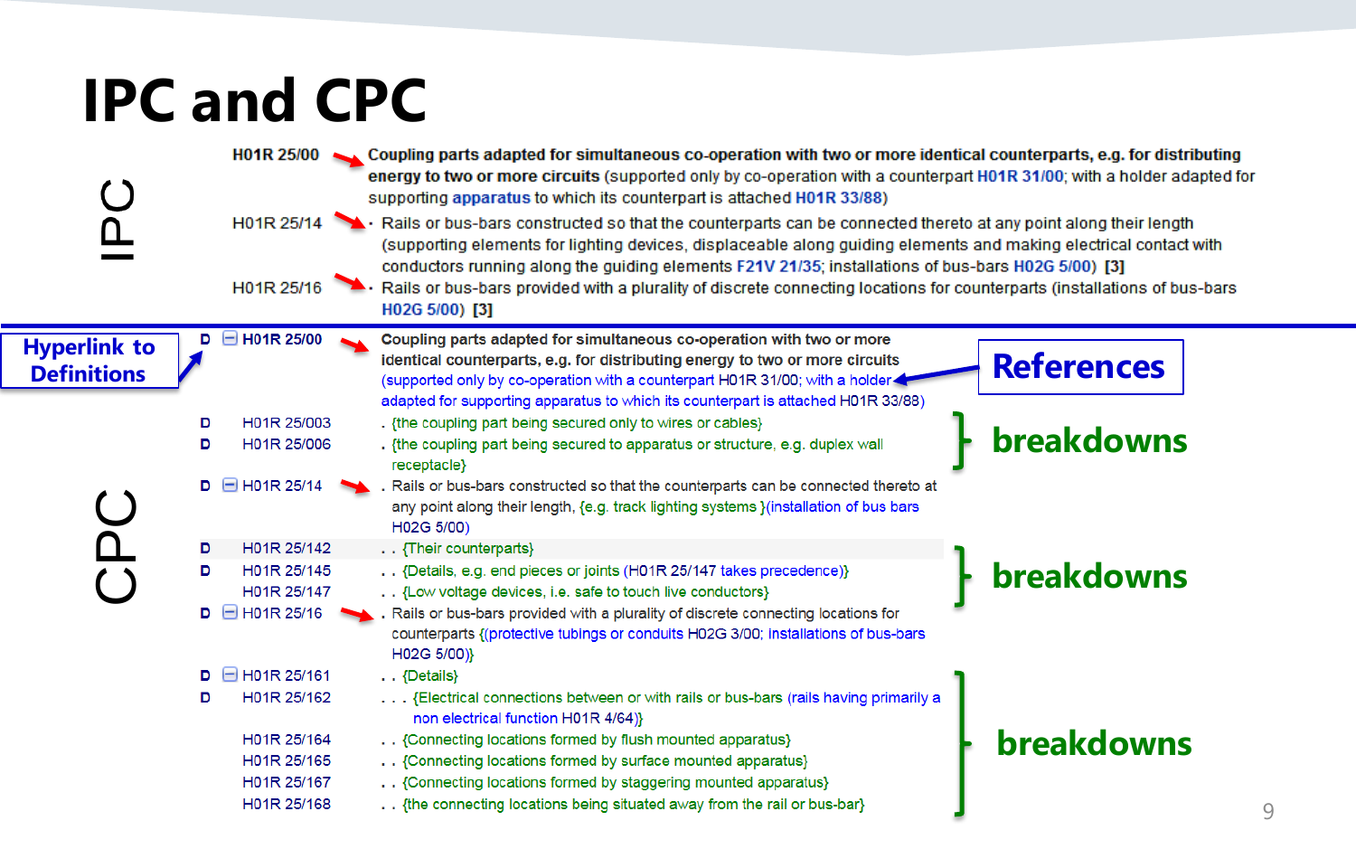# IPC and CPC

**IPC**

| | |
|---|---|
| **H01R 25/00** | **Coupling parts adapted for simultaneous co-operation with two or more identical counterparts, e.g. for distributing energy to two or more circuits** (supported only by co-operation with a counterpart H01R 31/00; with a holder adapted for supporting apparatus to which its counterpart is attached H01R 33/88) |
| H01R 25/14 | · Rails or bus-bars constructed so that the counterparts can be connected thereto at any point along their length (supporting elements for lighting devices, displaceable along guiding elements and making electrical contact with conductors running along the guiding elements F21V 21/35; installations of bus-bars H02G 5/00) [3] |
| H01R 25/16 | · Rails or bus-bars provided with a plurality of discrete connecting locations for counterparts (installations of bus-bars H02G 5/00) [3] |

**CPC**

Hyperlink to Definitions

References

| | | |
|---|---|---|
| D | **H01R 25/00** | **Coupling parts adapted for simultaneous co-operation with two or more identical counterparts, e.g. for distributing energy to two or more circuits** (supported only by co-operation with a counterpart H01R 31/00; with a holder adapted for supporting apparatus to which its counterpart is attached H01R 33/88) |
| D | H01R 25/003 | . {the coupling part being secured only to wires or cables} |
| D | H01R 25/006 | . {the coupling part being secured to apparatus or structure, e.g. duplex wall receptacle} |
| D | H01R 25/14 | . Rails or bus-bars constructed so that the counterparts can be connected thereto at any point along their length, {e.g. track lighting systems }(installation of bus bars H02G 5/00) |
| D | H01R 25/142 | . . {Their counterparts} |
| D | H01R 25/145 | . . {Details, e.g. end pieces or joints (H01R 25/147 takes precedence)} |
| | H01R 25/147 | . . {Low voltage devices, i.e. safe to touch live conductors} |
| D | H01R 25/16 | . Rails or bus-bars provided with a plurality of discrete connecting locations for counterparts {(protective tubings or conduits H02G 3/00; installations of bus-bars H02G 5/00)} |
| D | H01R 25/161 | . . {Details} |
| D | H01R 25/162 | . . . {Electrical connections between or with rails or bus-bars (rails having primarily a non electrical function H01R 4/64)} |
| | H01R 25/164 | . . {Connecting locations formed by flush mounted apparatus} |
| | H01R 25/165 | . . {Connecting locations formed by surface mounted apparatus} |
| | H01R 25/167 | . . {Connecting locations formed by staggering mounted apparatus} |
| | H01R 25/168 | . . {the connecting locations being situated away from the rail or bus-bar} |

breakdowns (H01R 25/003 – H01R 25/006)

breakdowns (H01R 25/142 – H01R 25/147)

breakdowns (H01R 25/161 – H01R 25/168)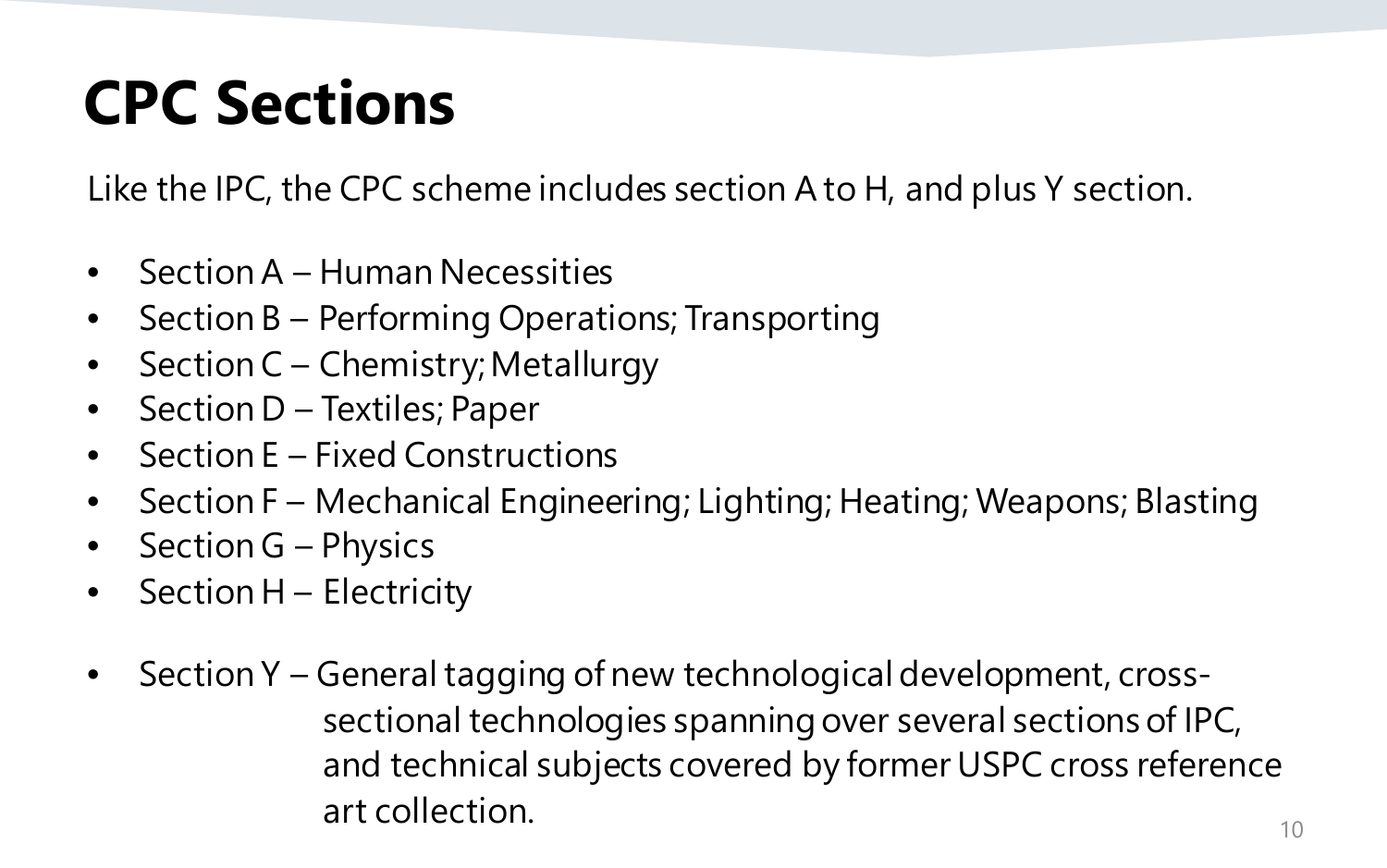# CPC Sections

Like the IPC, the CPC scheme includes section A to H, and plus Y section.

- Section A – Human Necessities
- Section B – Performing Operations; Transporting
- Section C – Chemistry; Metallurgy
- Section D – Textiles; Paper
- Section E – Fixed Constructions
- Section F – Mechanical Engineering; Lighting; Heating; Weapons; Blasting
- Section G – Physics
- Section H – Electricity

- Section Y – General tagging of new technological development, cross-sectional technologies spanning over several sections of IPC, and technical subjects covered by former USPC cross reference art collection.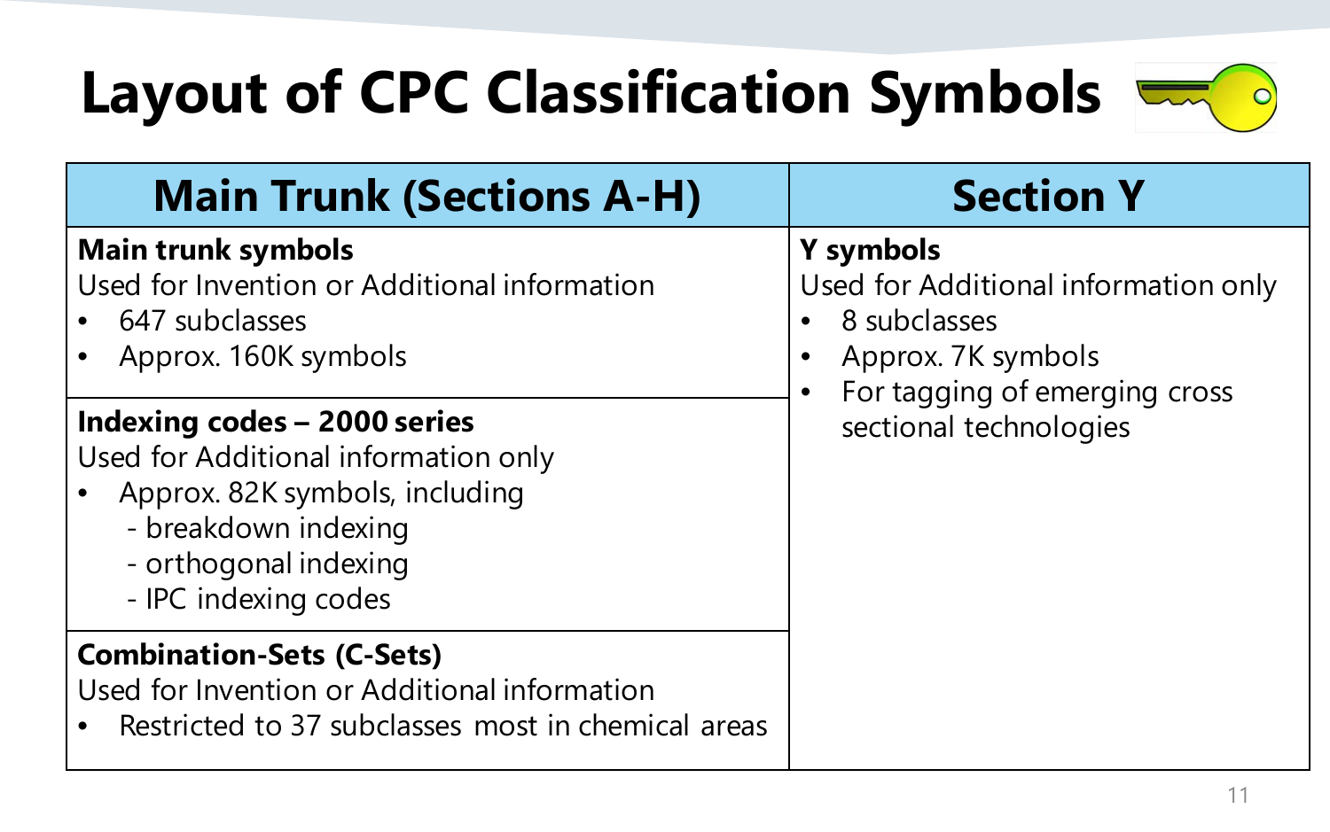# Layout of CPC Classification Symbols

| Main Trunk (Sections A-H) | Section Y |
|---|---|
| **Main trunk symbols**<br>Used for Invention or Additional information<br>• 647 subclasses<br>• Approx. 160K symbols | **Y symbols**<br>Used for Additional information only<br>• 8 subclasses<br>• Approx. 7K symbols<br>• For tagging of emerging cross sectional technologies |
| **Indexing codes – 2000 series**<br>Used for Additional information only<br>• Approx. 82K symbols, including<br>- breakdown indexing<br>- orthogonal indexing<br>- IPC indexing codes | |
| **Combination-Sets (C-Sets)**<br>Used for Invention or Additional information<br>• Restricted to 37 subclasses most in chemical areas | |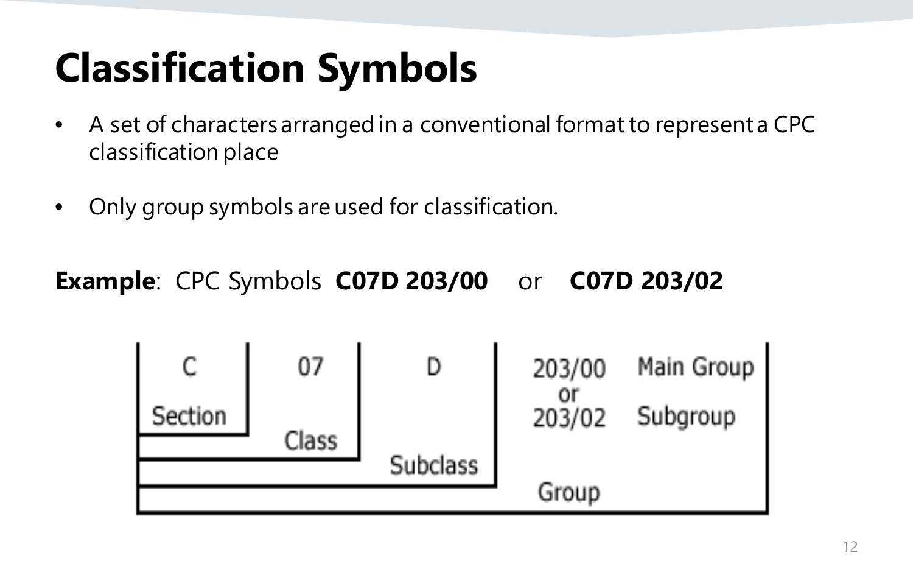# Classification Symbols

- A set of characters arranged in a conventional format to represent a CPC classification place
- Only group symbols are used for classification.

**Example**: CPC Symbols **C07D 203/00** or **C07D 203/02**

C
Section
07
Class
D
Subclass
203/00 Main Group
or
203/02 Subgroup
Group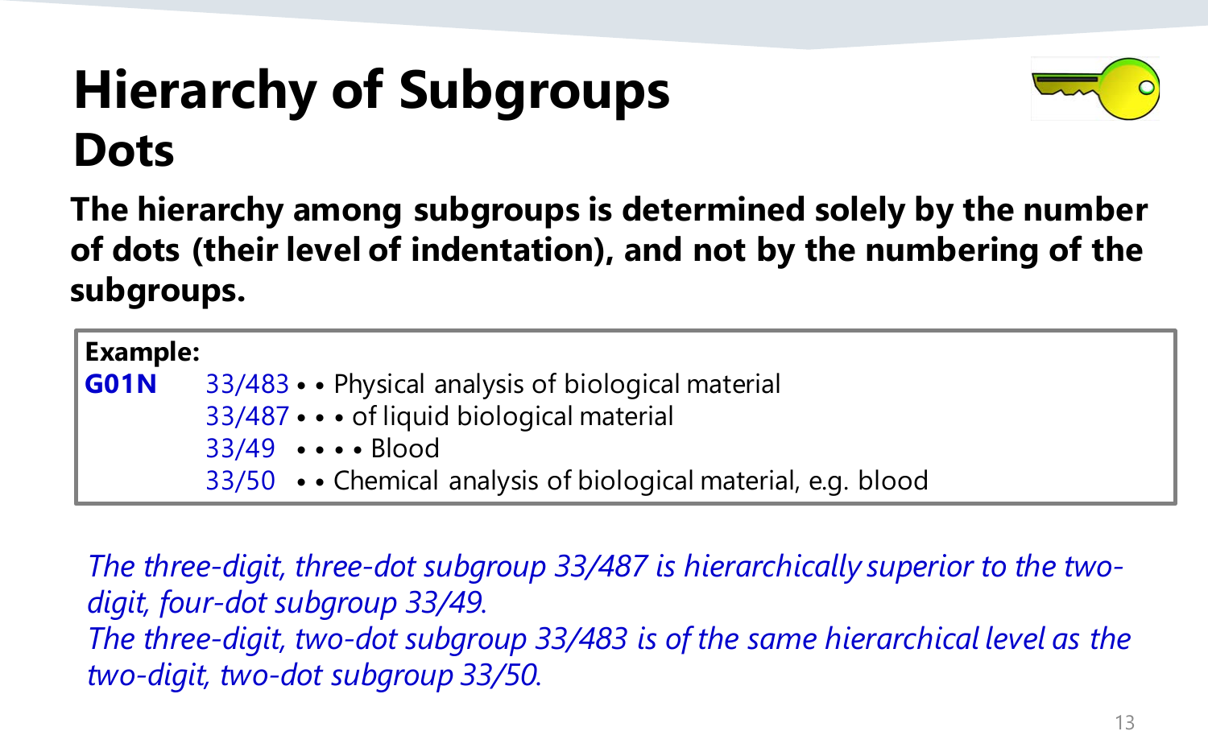# Hierarchy of Subgroups

## Dots

**The hierarchy among subgroups is determined solely by the number of dots (their level of indentation), and not by the numbering of the subgroups.**

**Example:**

| | | |
|---|---|---|
| **G01N** | 33/483 | • • Physical analysis of biological material |
| | 33/487 | • • • of liquid biological material |
| | 33/49 | • • • • Blood |
| | 33/50 | • • Chemical analysis of biological material, e.g. blood |

*The three-digit, three-dot subgroup 33/487 is hierarchically superior to the two-digit, four-dot subgroup 33/49.*
*The three-digit, two-dot subgroup 33/483 is of the same hierarchical level as the two-digit, two-dot subgroup 33/50.*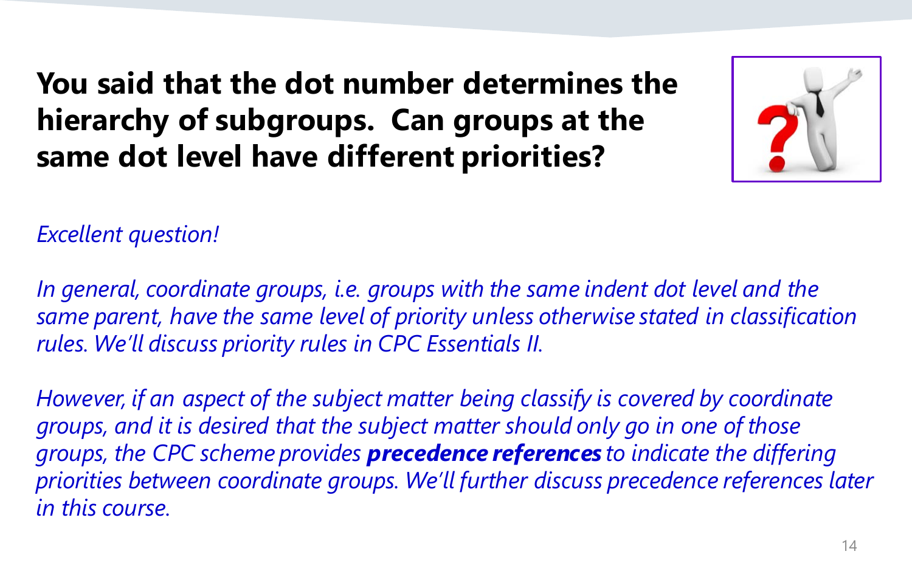# You said that the dot number determines the hierarchy of subgroups. Can groups at the same dot level have different priorities?

*Excellent question!*

*In general, coordinate groups, i.e. groups with the same indent dot level and the same parent, have the same level of priority unless otherwise stated in classification rules. We'll discuss priority rules in CPC Essentials II.*

*However, if an aspect of the subject matter being classify is covered by coordinate groups, and it is desired that the subject matter should only go in one of those groups, the CPC scheme provides* ***precedence references*** *to indicate the differing priorities between coordinate groups. We'll further discuss precedence references later in this course.*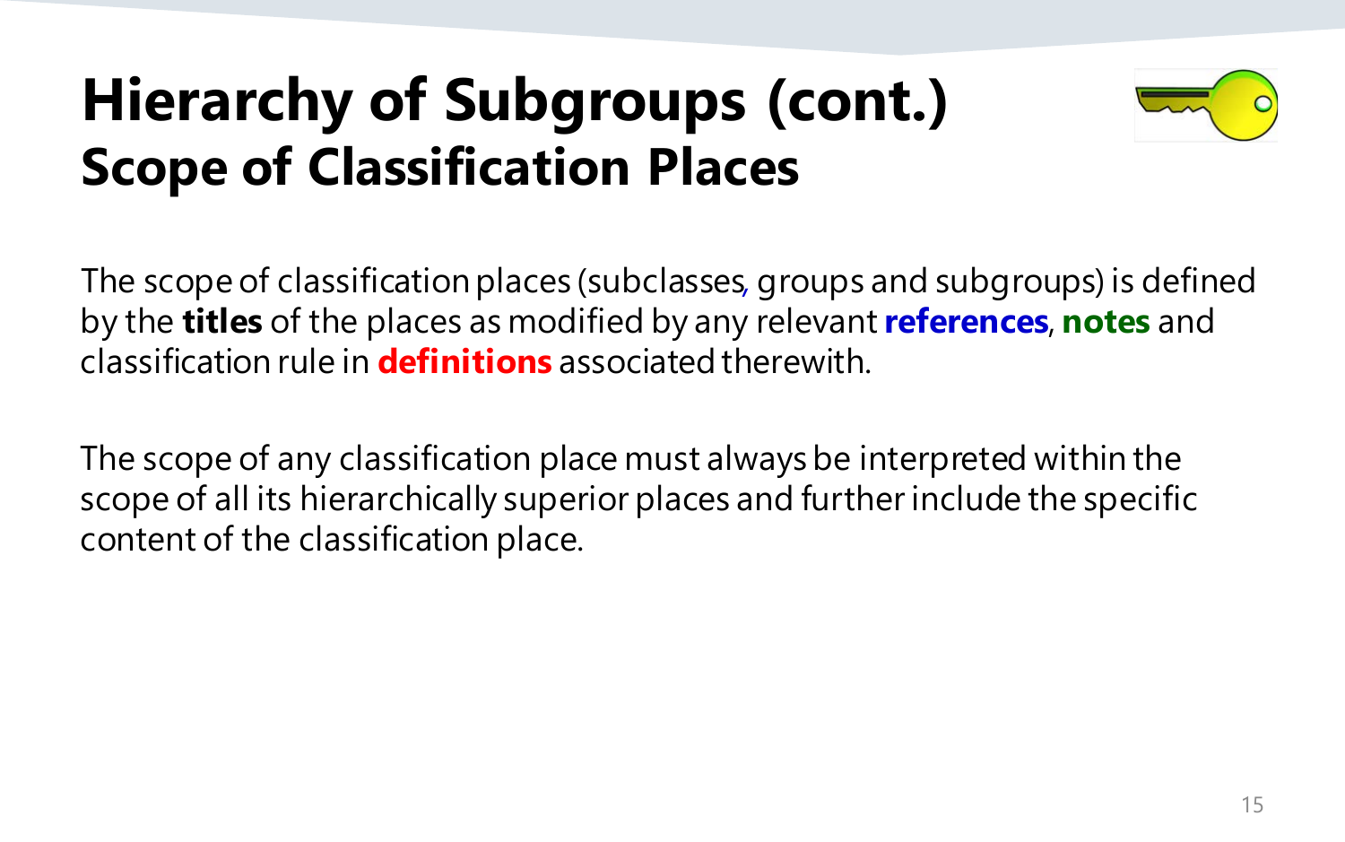# Hierarchy of Subgroups (cont.)
## Scope of Classification Places

The scope of classification places (subclasses, groups and subgroups) is defined by the **titles** of the places as modified by any relevant **references**, **notes** and classification rule in **definitions** associated therewith.

The scope of any classification place must always be interpreted within the scope of all its hierarchically superior places and further include the specific content of the classification place.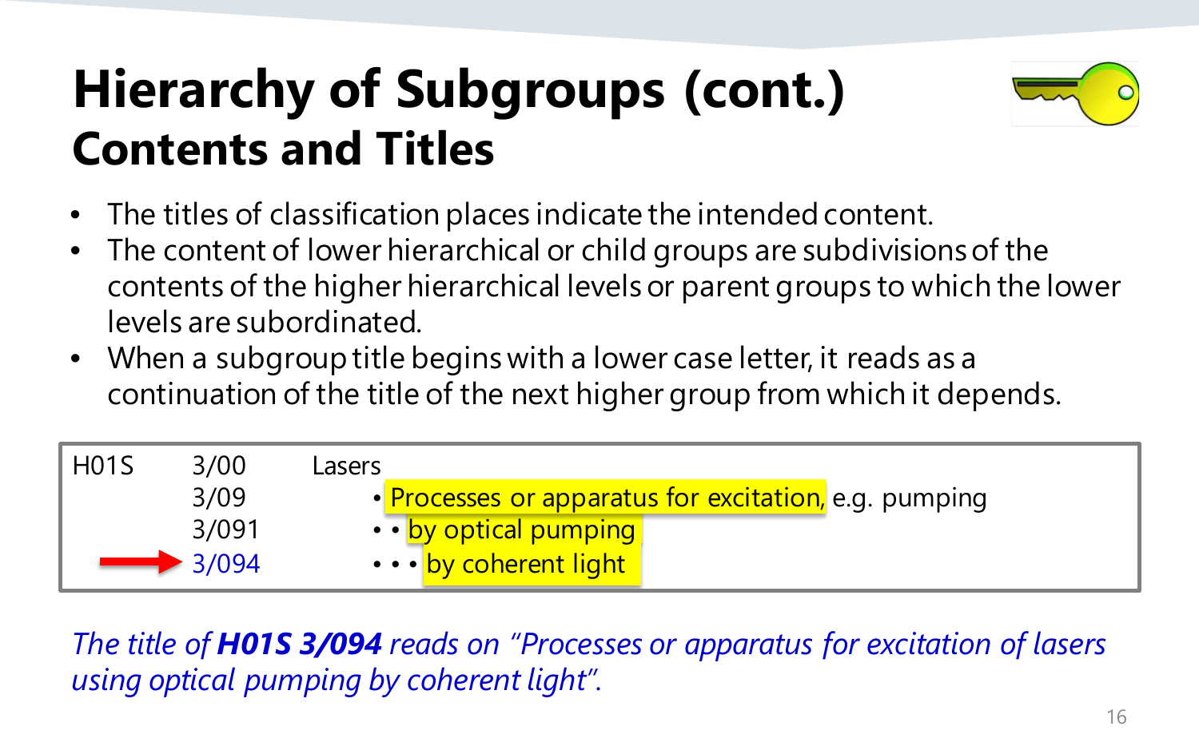# Hierarchy of Subgroups (cont.)
## Contents and Titles

- The titles of classification places indicate the intended content.
- The content of lower hierarchical or child groups are subdivisions of the contents of the higher hierarchical levels or parent groups to which the lower levels are subordinated.
- When a subgroup title begins with a lower case letter, it reads as a continuation of the title of the next higher group from which it depends.

| | | |
|---|---|---|
| H01S | 3/00 | Lasers |
| | 3/09 | • Processes or apparatus for excitation, e.g. pumping |
| | 3/091 | • • by optical pumping |
| | 3/094 | • • • by coherent light |

*The title of **H01S 3/094** reads on "Processes or apparatus for excitation of lasers using optical pumping by coherent light".*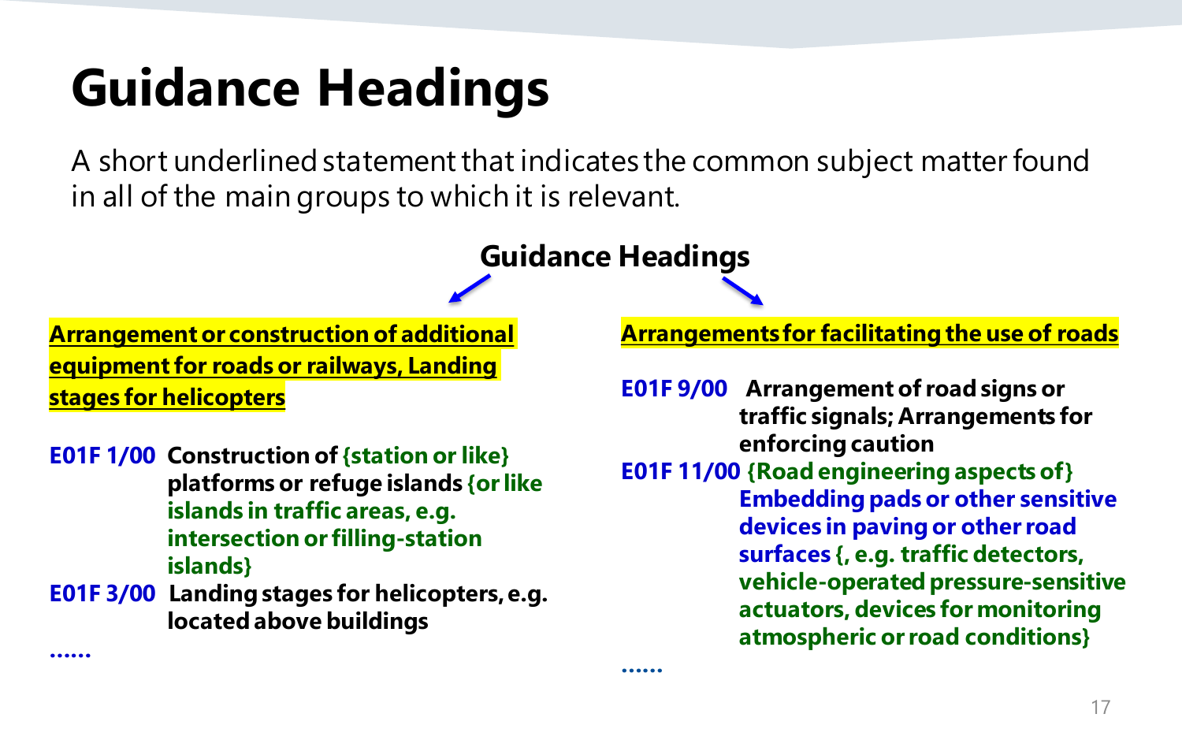# Guidance Headings

A short underlined statement that indicates the common subject matter found in all of the main groups to which it is relevant.

**Guidance Headings**

**Arrangement or construction of additional equipment for roads or railways, Landing stages for helicopters**

**E01F 1/00** **Construction of {station or like} platforms or refuge islands {or like islands in traffic areas, e.g. intersection or filling-station islands}**

**E01F 3/00** **Landing stages for helicopters, e.g. located above buildings**

……

**Arrangements for facilitating the use of roads**

**E01F 9/00** **Arrangement of road signs or traffic signals; Arrangements for enforcing caution**

**E01F 11/00** **{Road engineering aspects of} Embedding pads or other sensitive devices in paving or other road surfaces {, e.g. traffic detectors, vehicle-operated pressure-sensitive actuators, devices for monitoring atmospheric or road conditions}**

……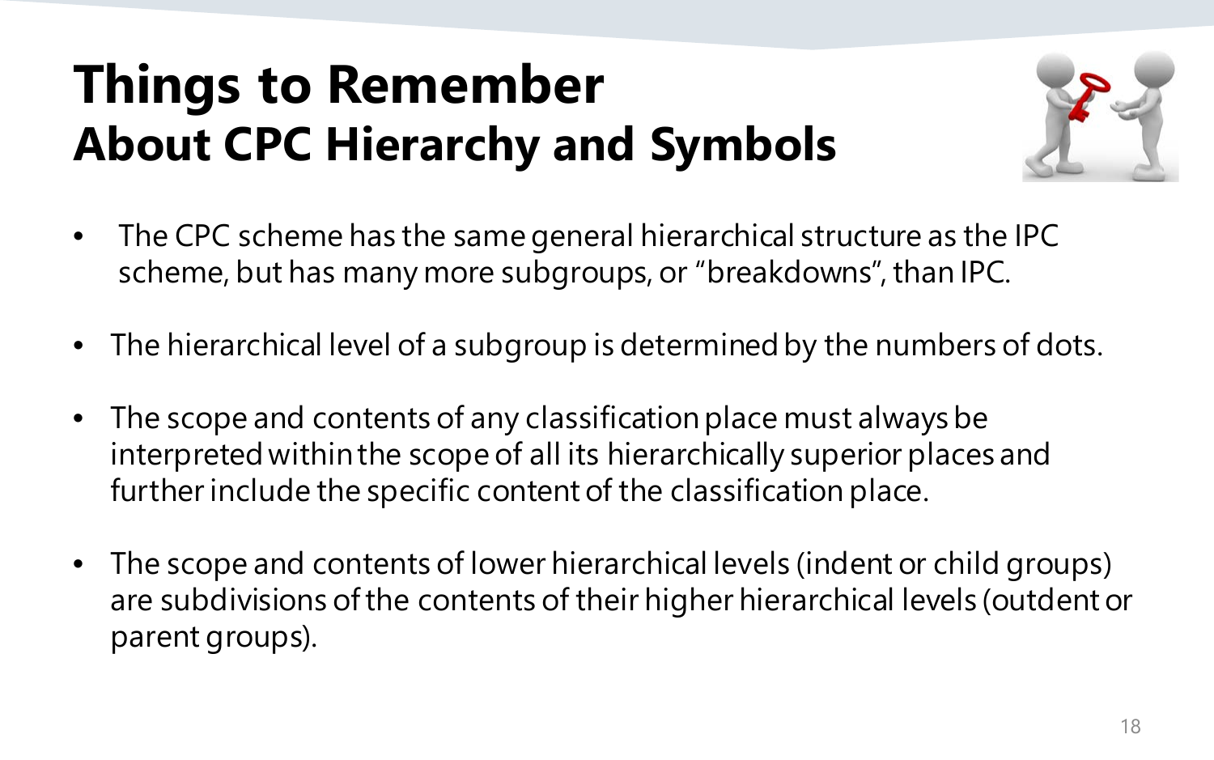# Things to Remember
## About CPC Hierarchy and Symbols

- The CPC scheme has the same general hierarchical structure as the IPC scheme, but has many more subgroups, or "breakdowns", than IPC.
- The hierarchical level of a subgroup is determined by the numbers of dots.
- The scope and contents of any classification place must always be interpreted within the scope of all its hierarchically superior places and further include the specific content of the classification place.
- The scope and contents of lower hierarchical levels (indent or child groups) are subdivisions of the contents of their higher hierarchical levels (outdent or parent groups).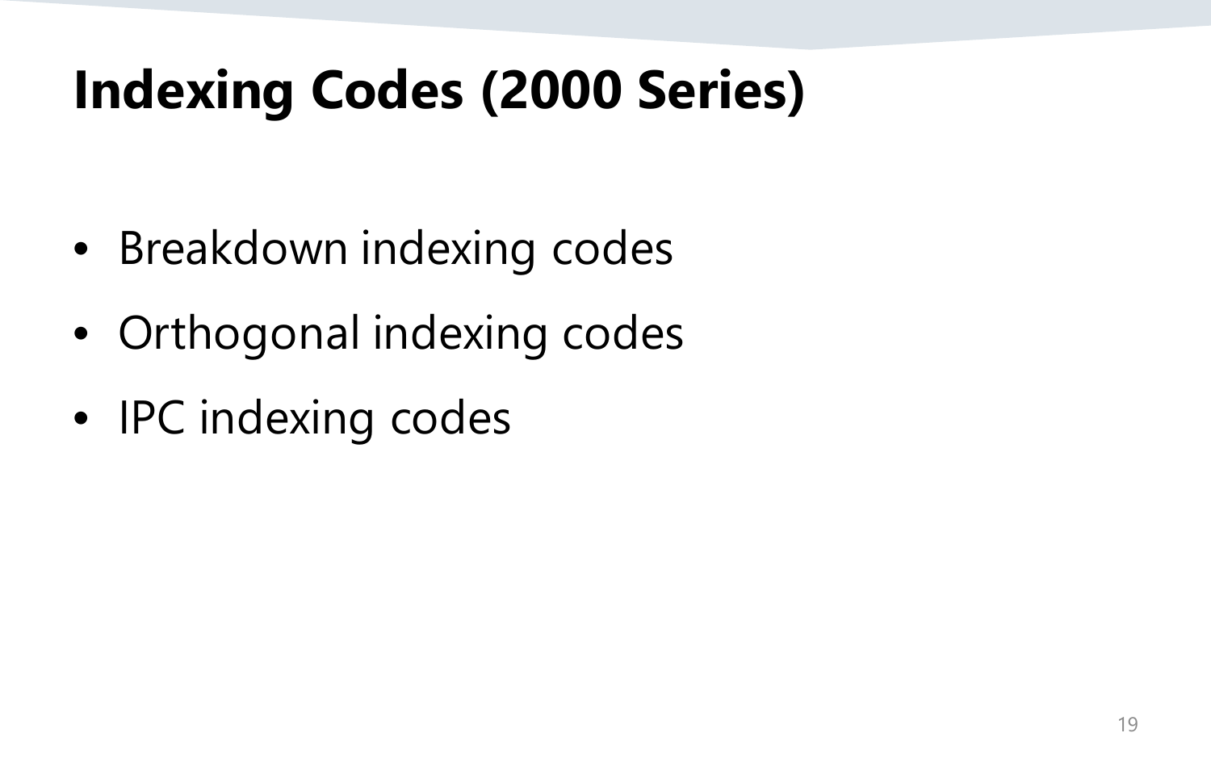# Indexing Codes (2000 Series)

- Breakdown indexing codes
- Orthogonal indexing codes
- IPC indexing codes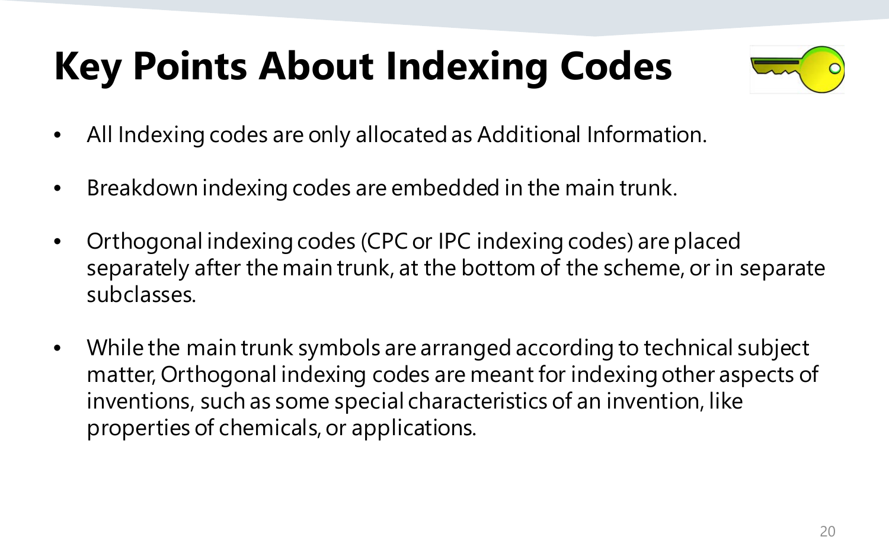# Key Points About Indexing Codes

- All Indexing codes are only allocated as Additional Information.
- Breakdown indexing codes are embedded in the main trunk.
- Orthogonal indexing codes (CPC or IPC indexing codes) are placed separately after the main trunk, at the bottom of the scheme, or in separate subclasses.
- While the main trunk symbols are arranged according to technical subject matter, Orthogonal indexing codes are meant for indexing other aspects of inventions, such as some special characteristics of an invention, like properties of chemicals, or applications.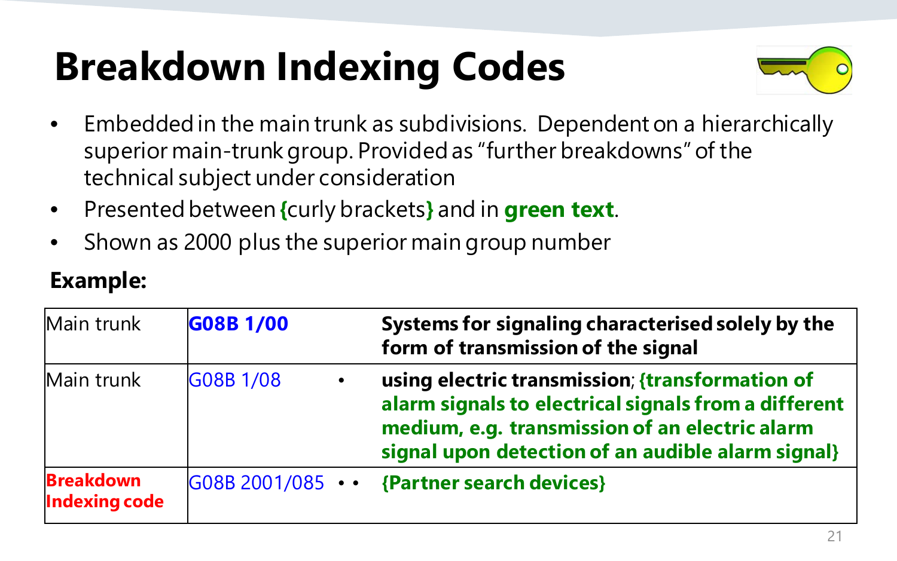# Breakdown Indexing Codes

- Embedded in the main trunk as subdivisions. Dependent on a hierarchically superior main-trunk group. Provided as "further breakdowns" of the technical subject under consideration
- Presented between **{**curly brackets**}** and in **green text**.
- Shown as 2000 plus the superior main group number

**Example:**

| | | | |
|---|---|---|---|
| Main trunk | **G08B 1/00** | | **Systems for signaling characterised solely by the form of transmission of the signal** |
| Main trunk | G08B 1/08 | • | **using electric transmission**; **{transformation of alarm signals to electrical signals from a different medium, e.g. transmission of an electric alarm signal upon detection of an audible alarm signal}** |
| **Breakdown Indexing code** | G08B 2001/085 | • • | **{Partner search devices}** |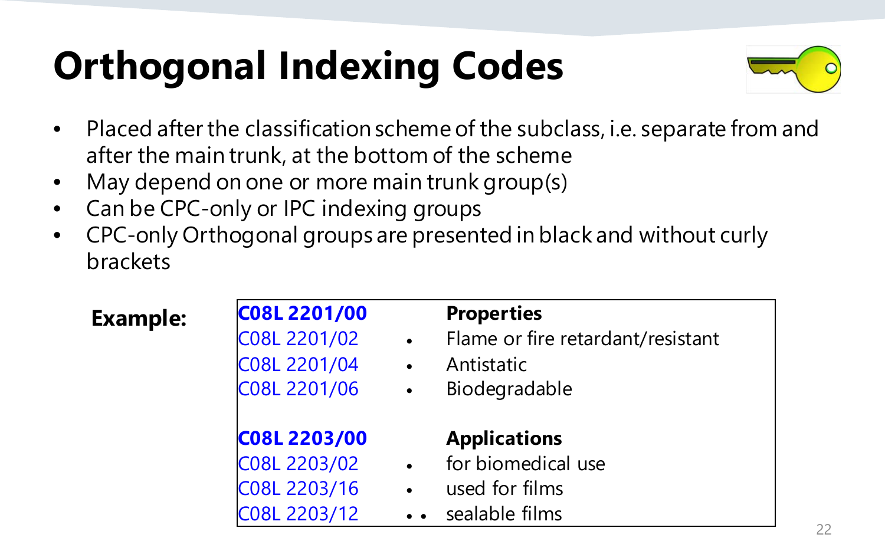# Orthogonal Indexing Codes

- Placed after the classification scheme of the subclass, i.e. separate from and after the main trunk, at the bottom of the scheme
- May depend on one or more main trunk group(s)
- Can be CPC-only or IPC indexing groups
- CPC-only Orthogonal groups are presented in black and without curly brackets

**Example:**

| Code | Dots | Title |
|---|---|---|
| **C08L 2201/00** | | **Properties** |
| C08L 2201/02 | • | Flame or fire retardant/resistant |
| C08L 2201/04 | • | Antistatic |
| C08L 2201/06 | • | Biodegradable |
| **C08L 2203/00** | | **Applications** |
| C08L 2203/02 | • | for biomedical use |
| C08L 2203/16 | • | used for films |
| C08L 2203/12 | • • | sealable films |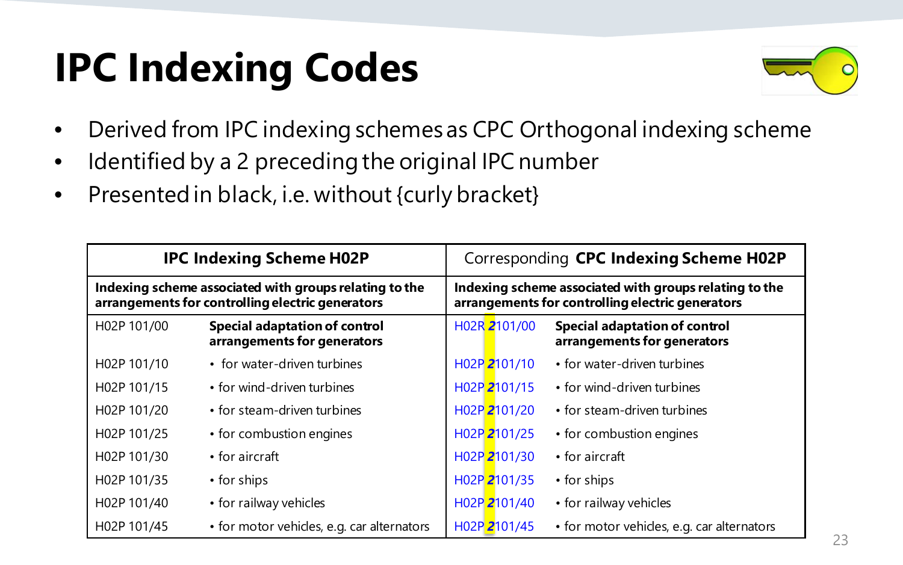# IPC Indexing Codes

- Derived from IPC indexing schemes as CPC Orthogonal indexing scheme
- Identified by a 2 preceding the original IPC number
- Presented in black, i.e. without {curly bracket}

| **IPC Indexing Scheme H02P** | | Corresponding **CPC Indexing Scheme H02P** | |
|---|---|---|---|
| **Indexing scheme associated with groups relating to the arrangements for controlling electric generators** | | **Indexing scheme associated with groups relating to the arrangements for controlling electric generators** | |
| H02P 101/00 | **Special adaptation of control arrangements for generators** | H02R **2**101/00 | **Special adaptation of control arrangements for generators** |
| H02P 101/10 | • for water-driven turbines | H02P **2**101/10 | • for water-driven turbines |
| H02P 101/15 | • for wind-driven turbines | H02P **2**101/15 | • for wind-driven turbines |
| H02P 101/20 | • for steam-driven turbines | H02P **2**101/20 | • for steam-driven turbines |
| H02P 101/25 | • for combustion engines | H02P **2**101/25 | • for combustion engines |
| H02P 101/30 | • for aircraft | H02P **2**101/30 | • for aircraft |
| H02P 101/35 | • for ships | H02P **2**101/35 | • for ships |
| H02P 101/40 | • for railway vehicles | H02P **2**101/40 | • for railway vehicles |
| H02P 101/45 | • for motor vehicles, e.g. car alternators | H02P **2**101/45 | • for motor vehicles, e.g. car alternators |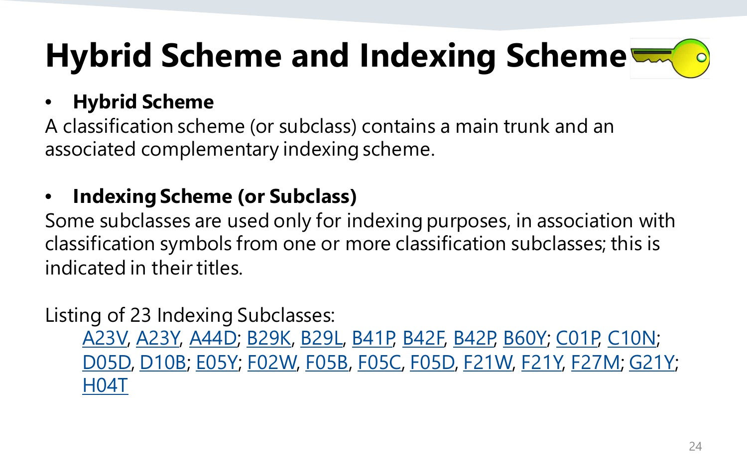# Hybrid Scheme and Indexing Scheme

- **Hybrid Scheme**

A classification scheme (or subclass) contains a main trunk and an associated complementary indexing scheme.

- **Indexing Scheme (or Subclass)**

Some subclasses are used only for indexing purposes, in association with classification symbols from one or more classification subclasses; this is indicated in their titles.

Listing of 23 Indexing Subclasses:

A23V, A23Y, A44D; B29K, B29L, B41P, B42F, B42P, B60Y; C01P, C10N; D05D, D10B; E05Y; F02W, F05B, F05C, F05D, F21W, F21Y, F27M; G21Y; H04T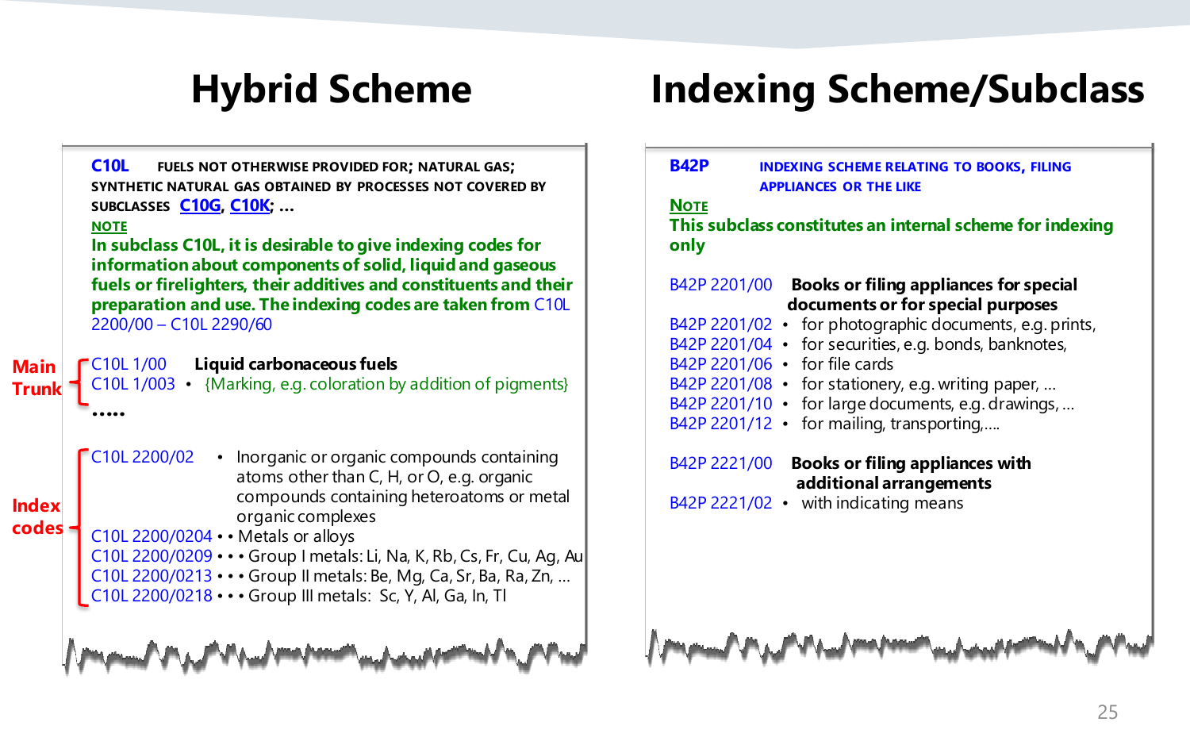# Hybrid Scheme

**C10L** FUELS NOT OTHERWISE PROVIDED FOR; NATURAL GAS; SYNTHETIC NATURAL GAS OBTAINED BY PROCESSES NOT COVERED BY SUBCLASSES C10G, C10K; ...

NOTE

**In subclass C10L, it is desirable to give indexing codes for information about components of solid, liquid and gaseous fuels or firelighters, their additives and constituents and their preparation and use. The indexing codes are taken from** C10L 2200/00 – C10L 2290/60

**Main Trunk**

- C10L 1/00 **Liquid carbonaceous fuels**
- C10L 1/003 • {Marking, e.g. coloration by addition of pigments}

.....

**Index codes**

- C10L 2200/02 • Inorganic or organic compounds containing atoms other than C, H, or O, e.g. organic compounds containing heteroatoms or metal organic complexes
- C10L 2200/0204 • • Metals or alloys
- C10L 2200/0209 • • • Group I metals: Li, Na, K, Rb, Cs, Fr, Cu, Ag, Au
- C10L 2200/0213 • • • Group II metals: Be, Mg, Ca, Sr, Ba, Ra, Zn, ...
- C10L 2200/0218 • • • Group III metals: Sc, Y, Al, Ga, In, Tl

# Indexing Scheme/Subclass

**B42P** INDEXING SCHEME RELATING TO BOOKS, FILING APPLIANCES OR THE LIKE

NOTE

**This subclass constitutes an internal scheme for indexing only**

- B42P 2201/00 **Books or filing appliances for special documents or for special purposes**
- B42P 2201/02 • for photographic documents, e.g. prints,
- B42P 2201/04 • for securities, e.g. bonds, banknotes,
- B42P 2201/06 • for file cards
- B42P 2201/08 • for stationery, e.g. writing paper, ...
- B42P 2201/10 • for large documents, e.g. drawings, ...
- B42P 2201/12 • for mailing, transporting,....

- B42P 2221/00 **Books or filing appliances with additional arrangements**
- B42P 2221/02 • with indicating means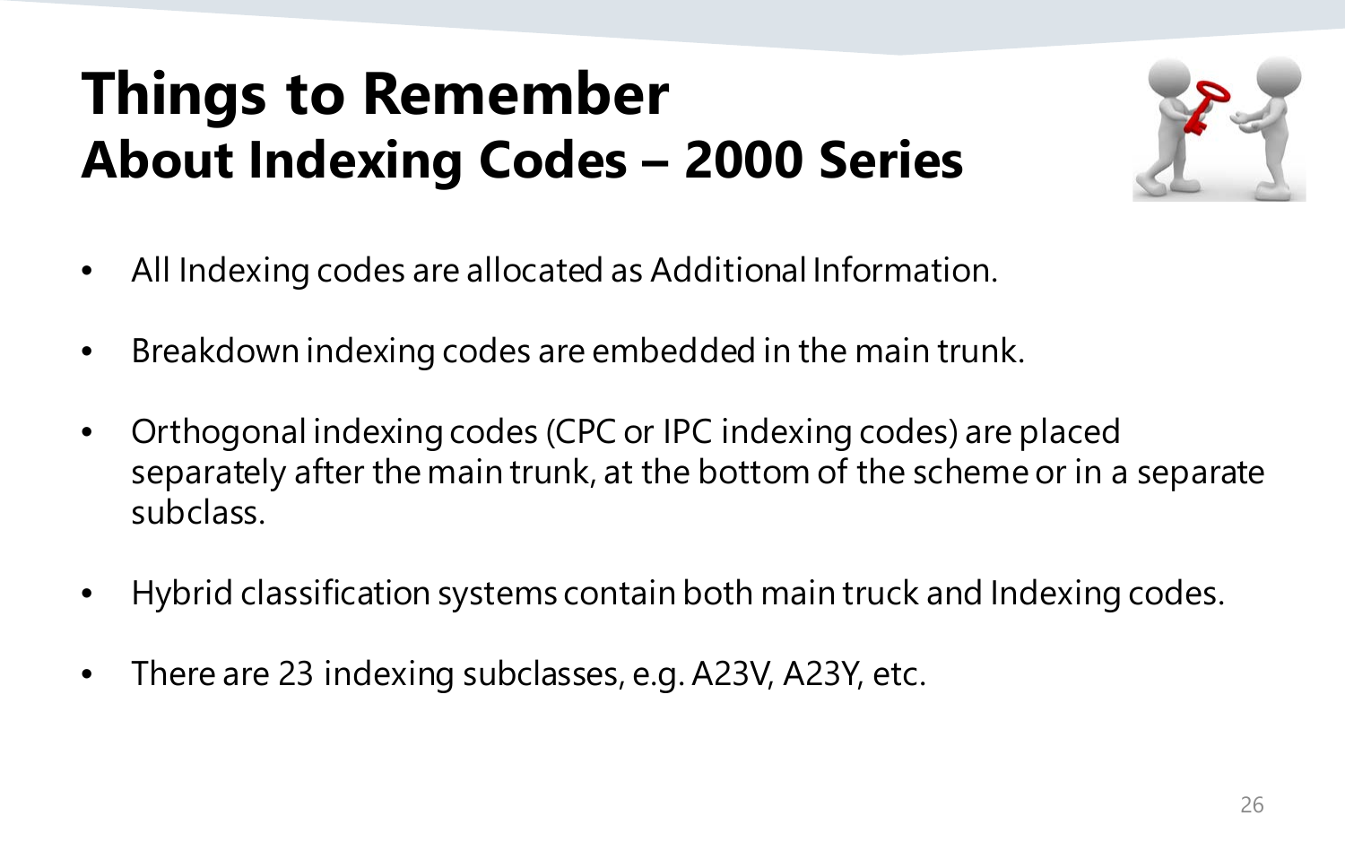# Things to Remember

## About Indexing Codes – 2000 Series

- All Indexing codes are allocated as Additional Information.
- Breakdown indexing codes are embedded in the main trunk.
- Orthogonal indexing codes (CPC or IPC indexing codes) are placed separately after the main trunk, at the bottom of the scheme or in a separate subclass.
- Hybrid classification systems contain both main truck and Indexing codes.
- There are 23 indexing subclasses, e.g. A23V, A23Y, etc.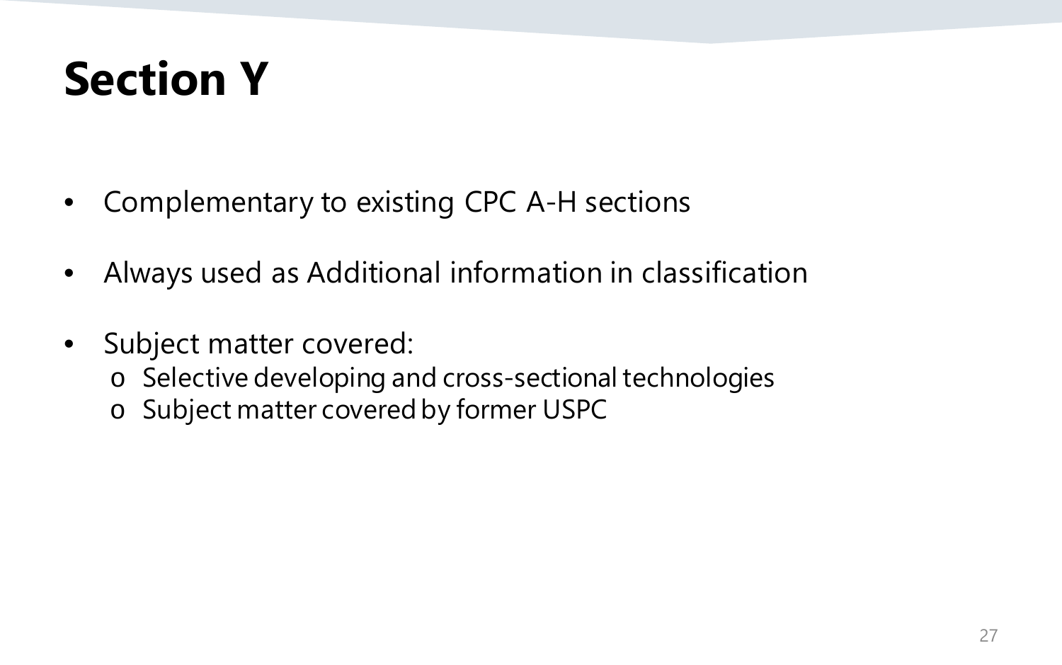# Section Y

- Complementary to existing CPC A-H sections

- Always used as Additional information in classification

- Subject matter covered:
  - Selective developing and cross-sectional technologies
  - Subject matter covered by former USPC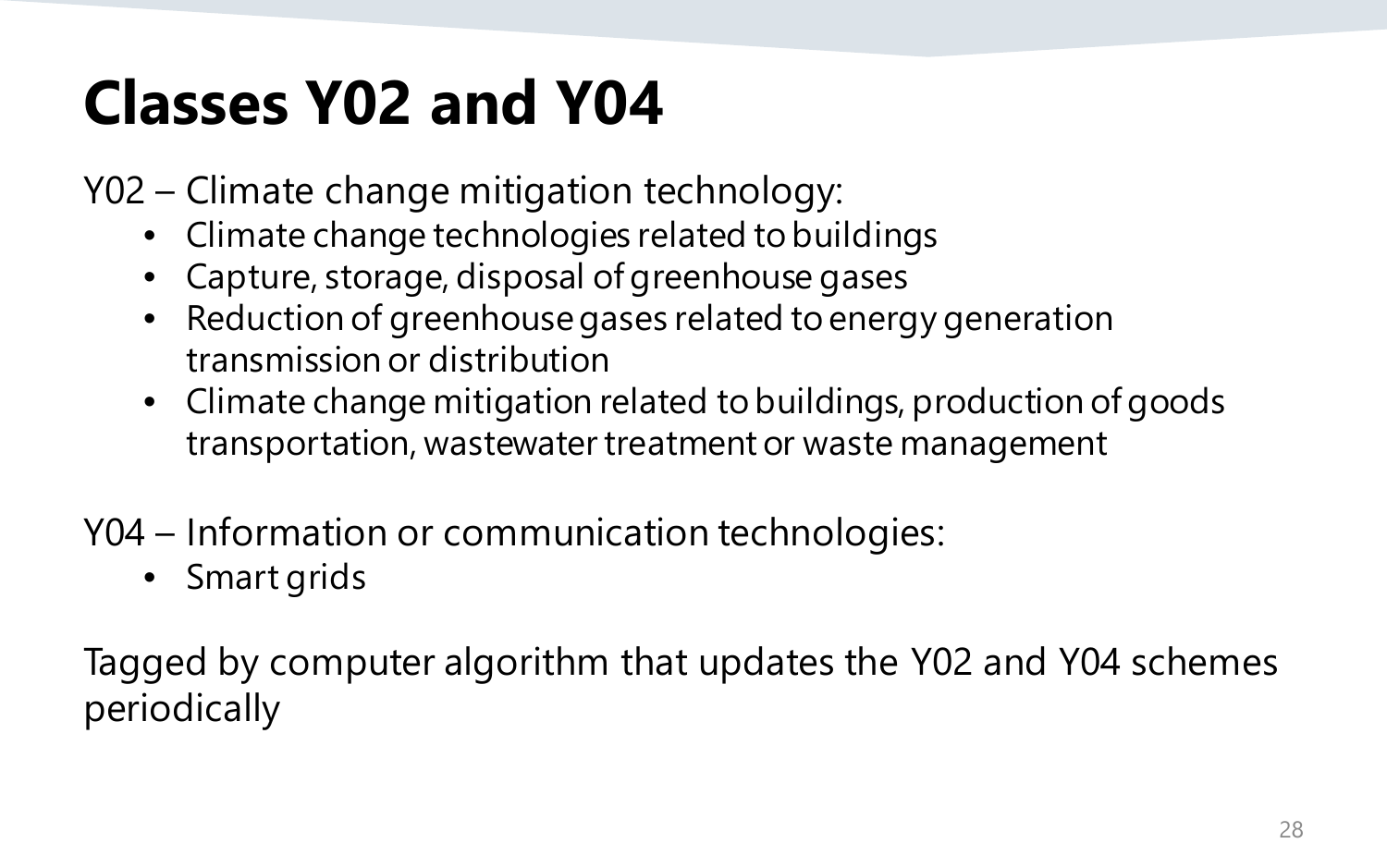# Classes Y02 and Y04

Y02 – Climate change mitigation technology:

- Climate change technologies related to buildings
- Capture, storage, disposal of greenhouse gases
- Reduction of greenhouse gases related to energy generation transmission or distribution
- Climate change mitigation related to buildings, production of goods transportation, wastewater treatment or waste management

Y04 – Information or communication technologies:

- Smart grids

Tagged by computer algorithm that updates the Y02 and Y04 schemes periodically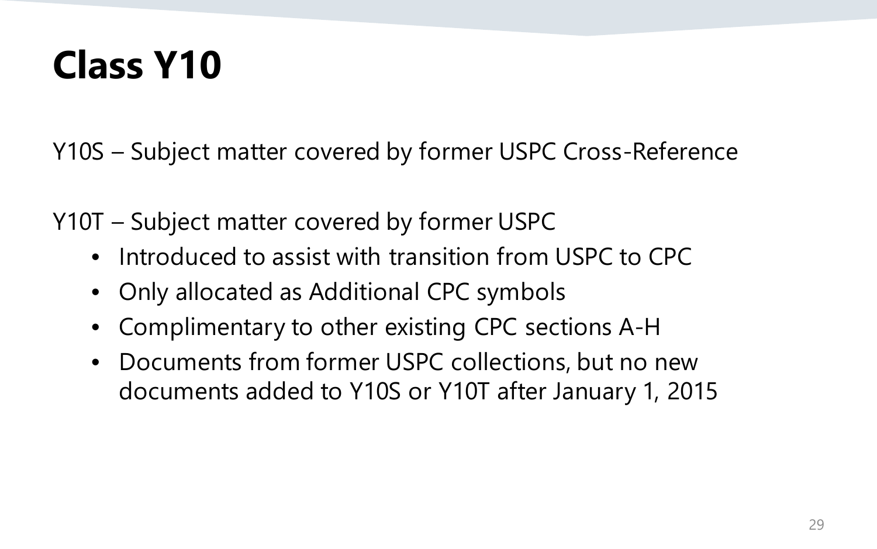# Class Y10

Y10S – Subject matter covered by former USPC Cross-Reference

Y10T – Subject matter covered by former USPC

- Introduced to assist with transition from USPC to CPC
- Only allocated as Additional CPC symbols
- Complimentary to other existing CPC sections A-H
- Documents from former USPC collections, but no new documents added to Y10S or Y10T after January 1, 2015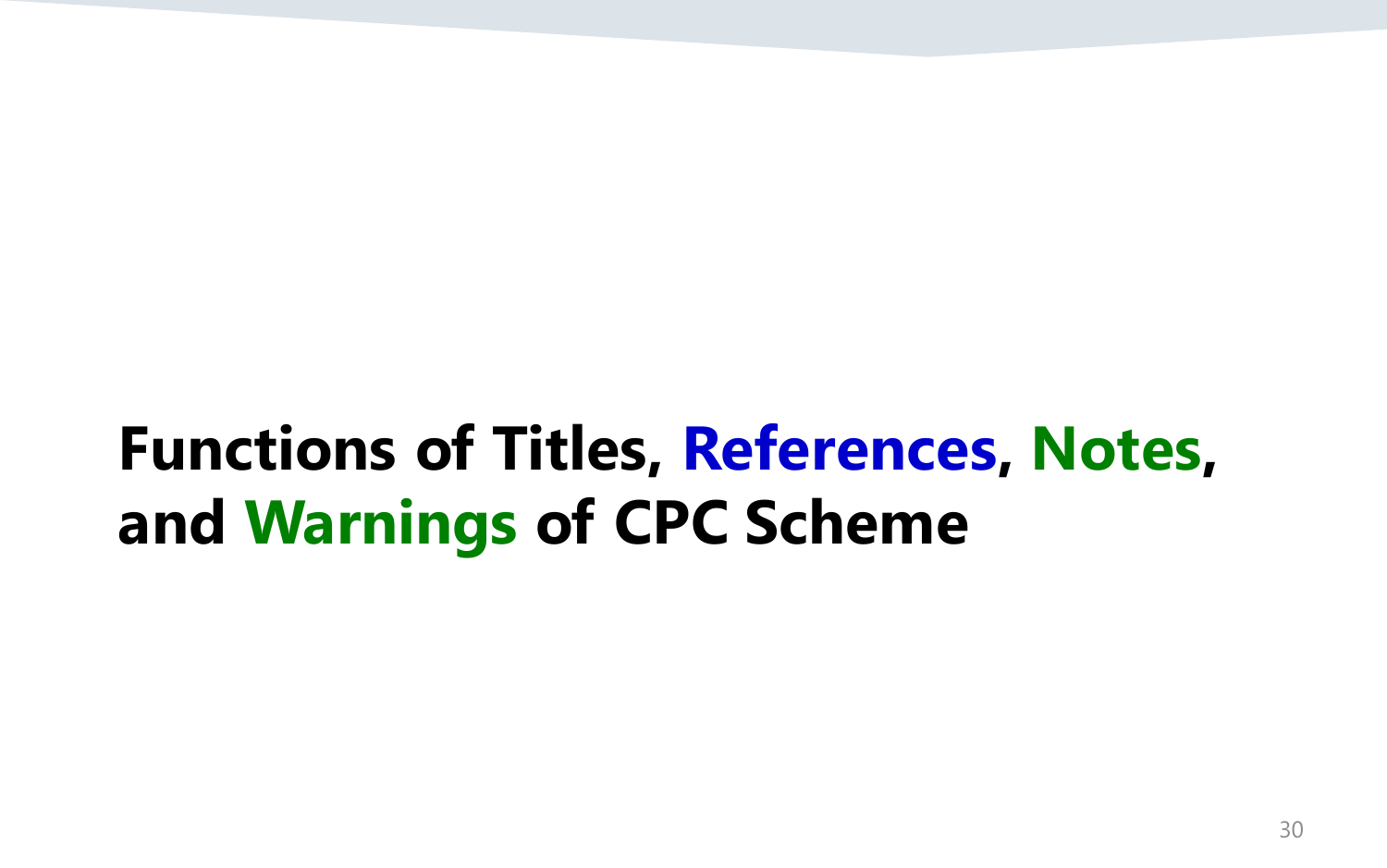# Functions of Titles, References, Notes, and Warnings of CPC Scheme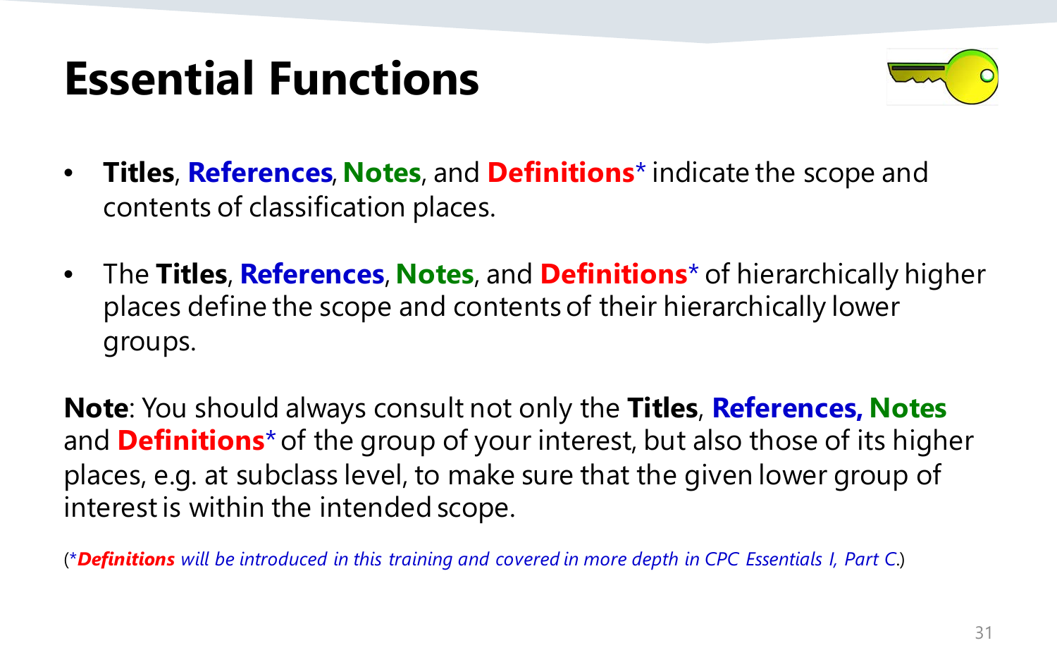# Essential Functions

- **Titles**, **References**, **Notes**, and **Definitions*** indicate the scope and contents of classification places.
- The **Titles**, **References**, **Notes**, and **Definitions*** of hierarchically higher places define the scope and contents of their hierarchically lower groups.

**Note**: You should always consult not only the **Titles**, **References, Notes** and **Definitions*** of the group of your interest, but also those of its higher places, e.g. at subclass level, to make sure that the given lower group of interest is within the intended scope.

(*_**Definitions**_ *will be introduced in this training and covered in more depth in CPC Essentials I, Part C.*)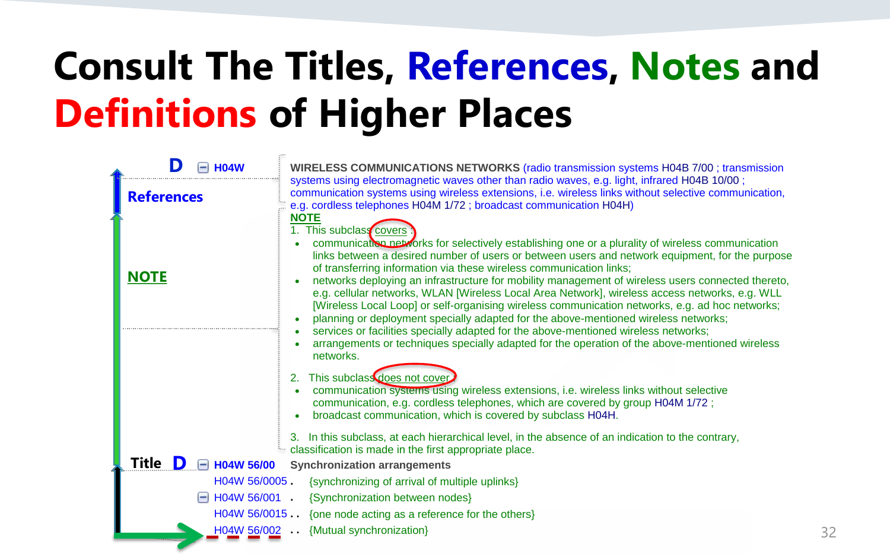# Consult The Titles, References, Notes and Definitions of Higher Places

D H04W

**References**

WIRELESS COMMUNICATIONS NETWORKS (radio transmission systems H04B 7/00 ; transmission systems using electromagnetic waves other than radio waves, e.g. light, infrared H04B 10/00 ; communication systems using wireless extensions, i.e. wireless links without selective communication, e.g. cordless telephones H04M 1/72 ; broadcast communication H04H)

**NOTE**

NOTE

1. This subclass covers :
   - communication networks for selectively establishing one or a plurality of wireless communication links between a desired number of users or between users and network equipment, for the purpose of transferring information via these wireless communication links;
   - networks deploying an infrastructure for mobility management of wireless users connected thereto, e.g. cellular networks, WLAN [Wireless Local Area Network], wireless access networks, e.g. WLL [Wireless Local Loop] or self-organising wireless communication networks, e.g. ad hoc networks;
   - planning or deployment specially adapted for the above-mentioned wireless networks;
   - services or facilities specially adapted for the above-mentioned wireless networks;
   - arrangements or techniques specially adapted for the operation of the above-mentioned wireless networks.

2. This subclass does not cover :
   - communication systems using wireless extensions, i.e. wireless links without selective communication, e.g. cordless telephones, which are covered by group H04M 1/72 ;
   - broadcast communication, which is covered by subclass H04H.

3. In this subclass, at each hierarchical level, in the absence of an indication to the contrary, classification is made in the first appropriate place.

Title D H04W 56/00 Synchronization arrangements

H04W 56/0005 . {synchronizing of arrival of multiple uplinks}

H04W 56/001 . {Synchronization between nodes}

H04W 56/0015 . . {one node acting as a reference for the others}

H04W 56/002 . . {Mutual synchronization}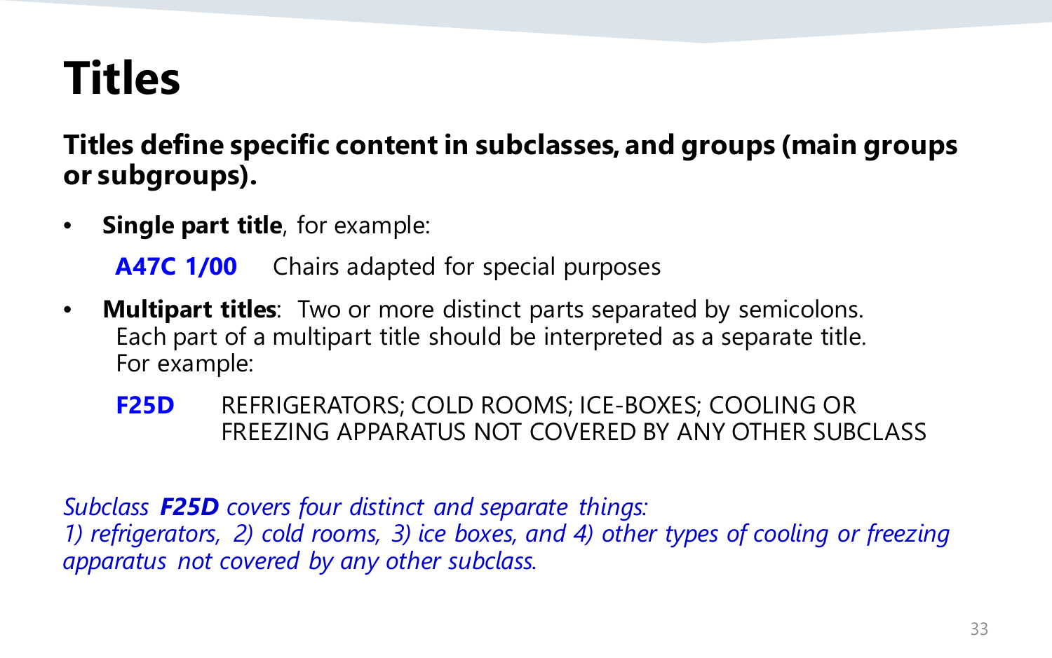# Titles

**Titles define specific content in subclasses, and groups (main groups or subgroups).**

- **Single part title**, for example:

  **A47C 1/00** Chairs adapted for special purposes

- **Multipart titles**: Two or more distinct parts separated by semicolons. Each part of a multipart title should be interpreted as a separate title. For example:

  **F25D** REFRIGERATORS; COLD ROOMS; ICE-BOXES; COOLING OR FREEZING APPARATUS NOT COVERED BY ANY OTHER SUBCLASS

*Subclass **F25D** covers four distinct and separate things:*
*1) refrigerators, 2) cold rooms, 3) ice boxes, and 4) other types of cooling or freezing apparatus not covered by any other subclass.*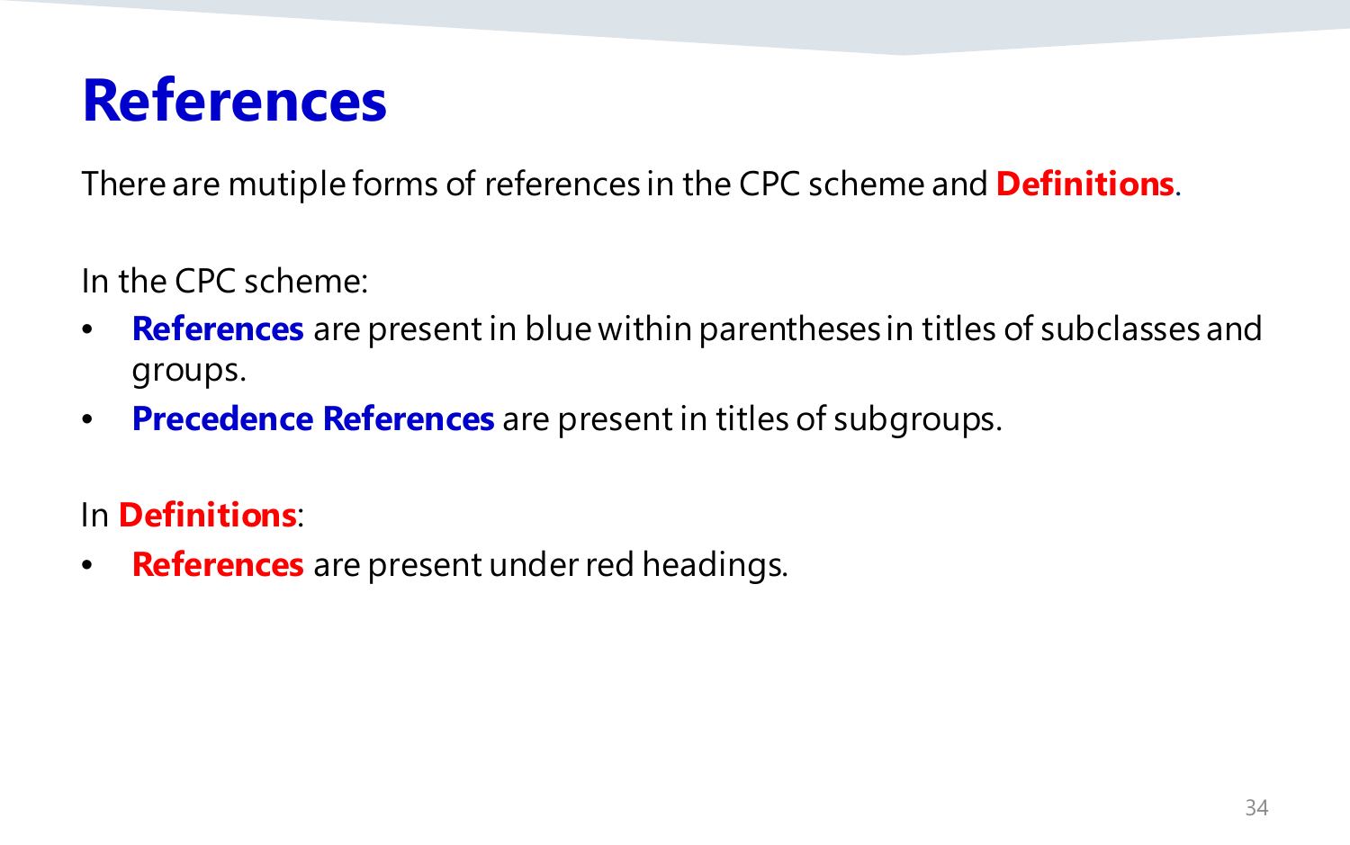# References

There are mutiple forms of references in the CPC scheme and **Definitions**.

In the CPC scheme:

- **References** are present in blue within parentheses in titles of subclasses and groups.
- **Precedence References** are present in titles of subgroups.

In **Definitions**:

- **References** are present under red headings.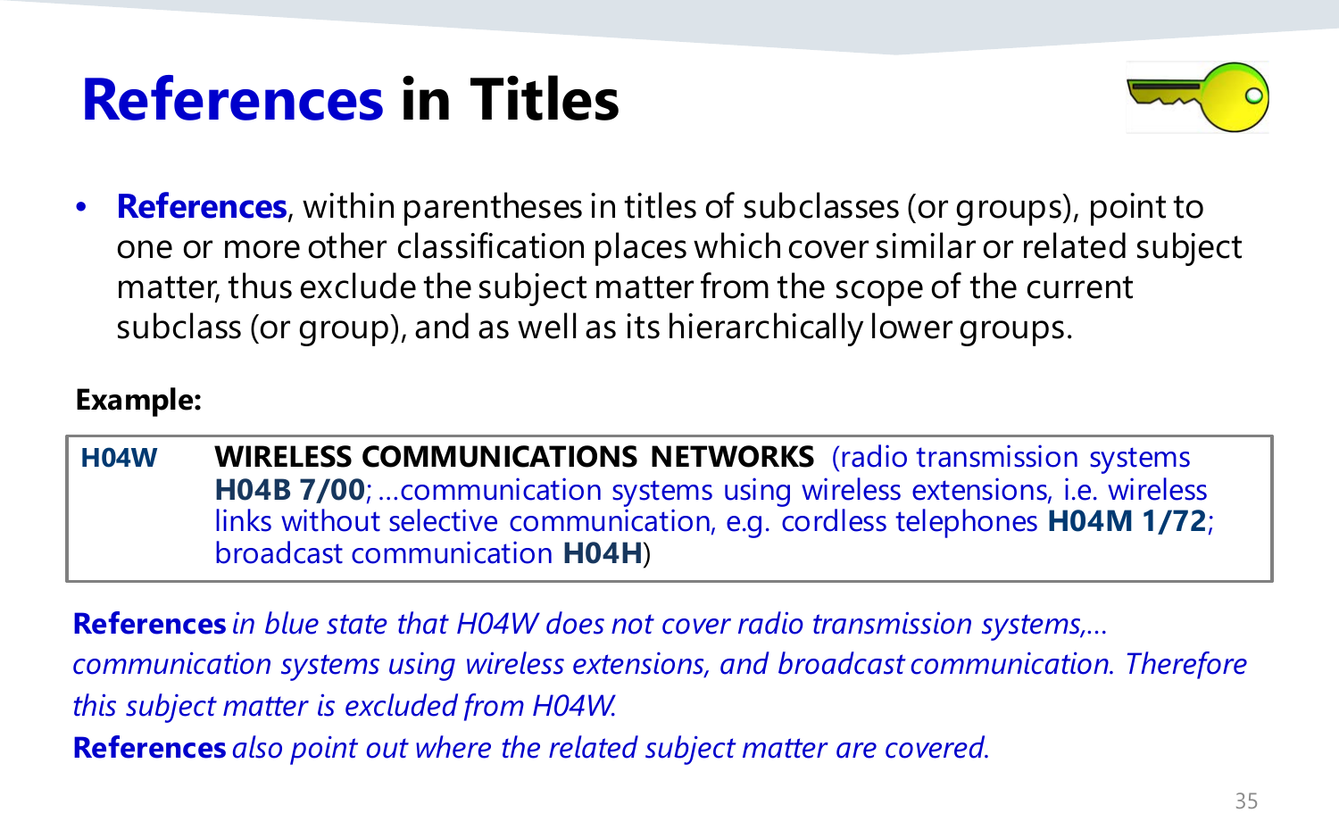# **References** in Titles

- **References**, within parentheses in titles of subclasses (or groups), point to one or more other classification places which cover similar or related subject matter, thus exclude the subject matter from the scope of the current subclass (or group), and as well as its hierarchically lower groups.

**Example:**

| | |
|---|---|
| **H04W** | **WIRELESS COMMUNICATIONS NETWORKS** (radio transmission systems **H04B 7/00**; ...communication systems using wireless extensions, i.e. wireless links without selective communication, e.g. cordless telephones **H04M 1/72**; broadcast communication **H04H**) |

**References** *in blue state that H04W does not cover radio transmission systems,... communication systems using wireless extensions, and broadcast communication. Therefore this subject matter is excluded from H04W.*

**References** *also point out where the related subject matter are covered.*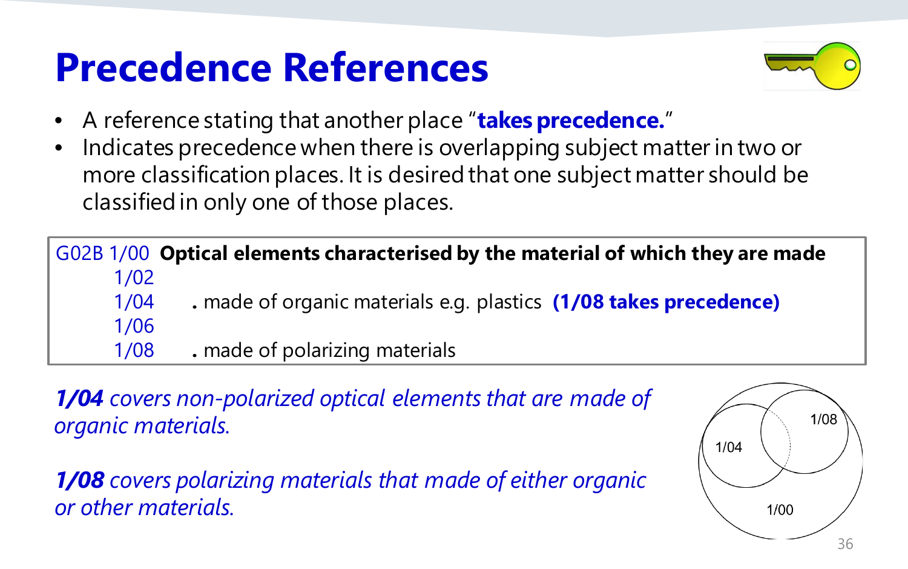# Precedence References

- A reference stating that another place "**takes precedence.**"
- Indicates precedence when there is overlapping subject matter in two or more classification places. It is desired that one subject matter should be classified in only one of those places.

| | |
|---|---|
| G02B 1/00 | **Optical elements characterised by the material of which they are made** |
| 1/02 | |
| 1/04 | . made of organic materials e.g. plastics **(1/08 takes precedence)** |
| 1/06 | |
| 1/08 | . made of polarizing materials |

***1/04*** *covers non-polarized optical elements that are made of organic materials.*

***1/08*** *covers polarizing materials that made of either organic or other materials.*

1/08

1/04

1/00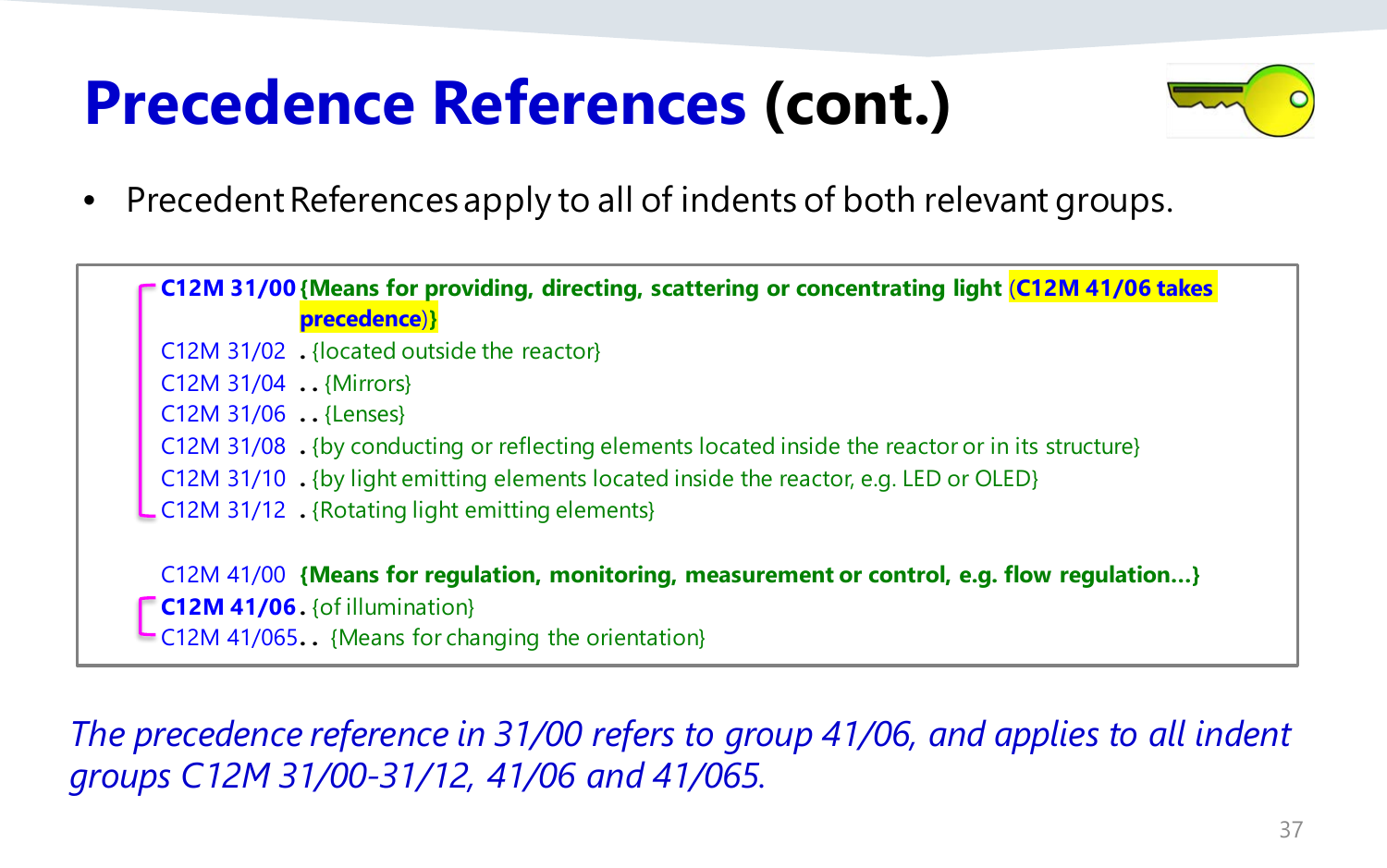# Precedence References (cont.)

- Precedent References apply to all of indents of both relevant groups.

**C12M 31/00** **{Means for providing, directing, scattering or concentrating light (C12M 41/06 takes precedence)}**
C12M 31/02 . {located outside the reactor}
C12M 31/04 . . {Mirrors}
C12M 31/06 . . {Lenses}
C12M 31/08 . {by conducting or reflecting elements located inside the reactor or in its structure}
C12M 31/10 . {by light emitting elements located inside the reactor, e.g. LED or OLED}
C12M 31/12 . {Rotating light emitting elements}

C12M 41/00 **{Means for regulation, monitoring, measurement or control, e.g. flow regulation...}**
**C12M 41/06** . {of illumination}
C12M 41/065 . . {Means for changing the orientation}

*The precedence reference in 31/00 refers to group 41/06, and applies to all indent groups C12M 31/00-31/12, 41/06 and 41/065.*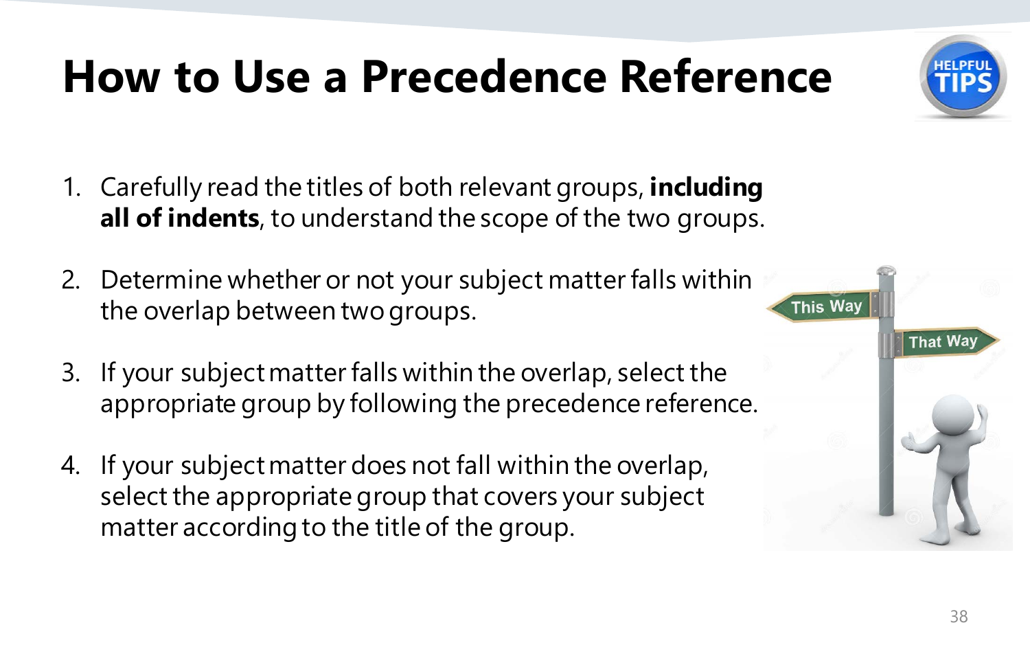# How to Use a Precedence Reference

1. Carefully read the titles of both relevant groups, **including all of indents**, to understand the scope of the two groups.
2. Determine whether or not your subject matter falls within the overlap between two groups.
3. If your subject matter falls within the overlap, select the appropriate group by following the precedence reference.
4. If your subject matter does not fall within the overlap, select the appropriate group that covers your subject matter according to the title of the group.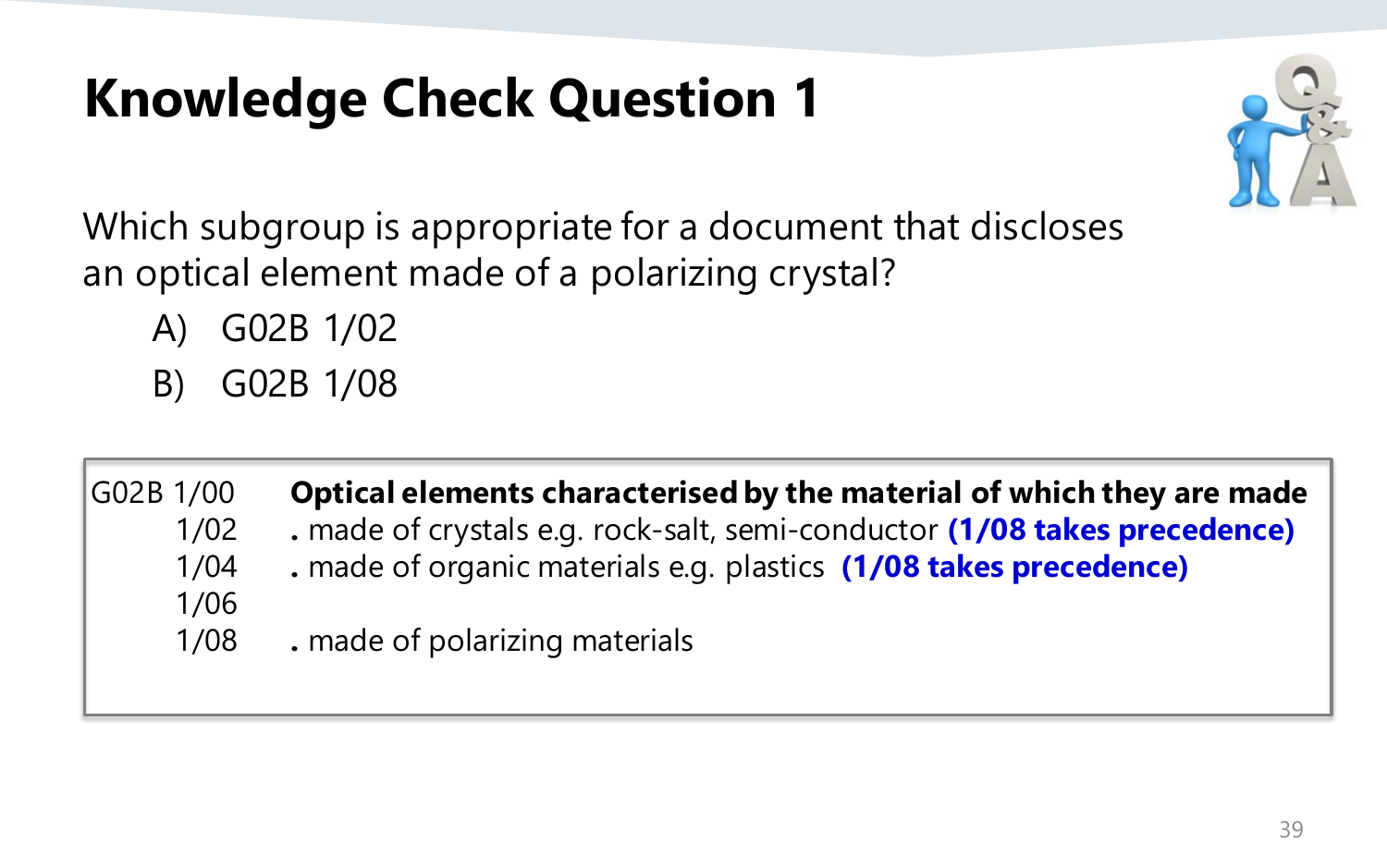# Knowledge Check Question 1

Which subgroup is appropriate for a document that discloses an optical element made of a polarizing crystal?

A) G02B 1/02

B) G02B 1/08

| | |
|---|---|
| G02B 1/00 | **Optical elements characterised by the material of which they are made** |
| 1/02 | . made of crystals e.g. rock-salt, semi-conductor **(1/08 takes precedence)** |
| 1/04 | . made of organic materials e.g. plastics **(1/08 takes precedence)** |
| 1/06 | |
| 1/08 | . made of polarizing materials |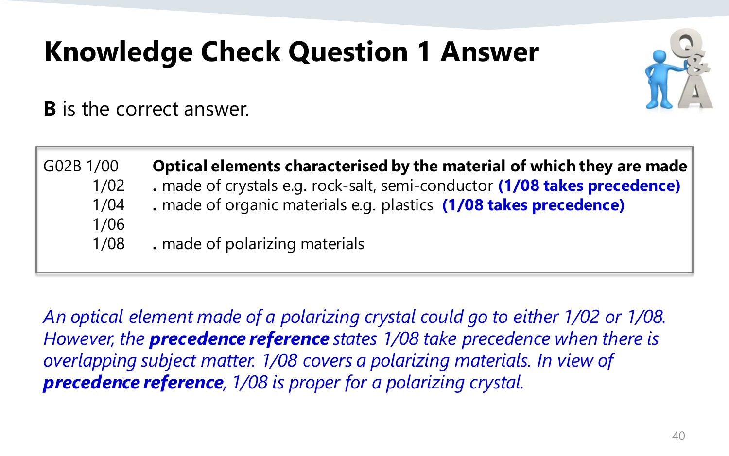# Knowledge Check Question 1 Answer

**B** is the correct answer.

| | |
|---|---|
| G02B 1/00 | **Optical elements characterised by the material of which they are made** |
| 1/02 | . made of crystals e.g. rock-salt, semi-conductor **(1/08 takes precedence)** |
| 1/04 | . made of organic materials e.g. plastics **(1/08 takes precedence)** |
| 1/06 | |
| 1/08 | . made of polarizing materials |

*An optical element made of a polarizing crystal could go to either 1/02 or 1/08. However, the **precedence reference** states 1/08 take precedence when there is overlapping subject matter. 1/08 covers a polarizing materials. In view of **precedence reference**, 1/08 is proper for a polarizing crystal.*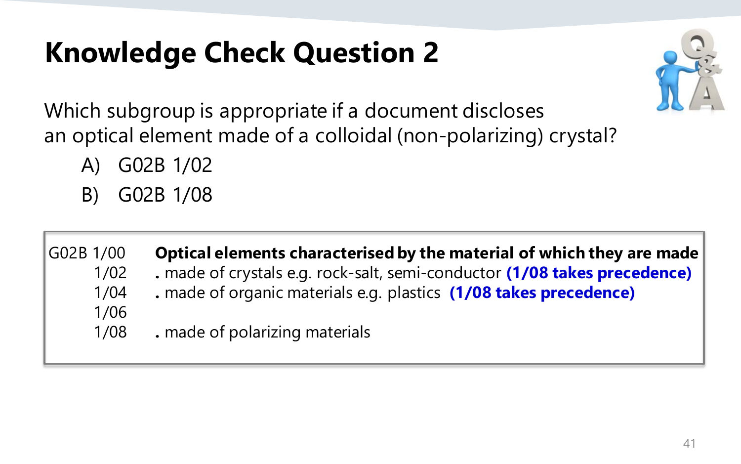# Knowledge Check Question 2

Which subgroup is appropriate if a document discloses an optical element made of a colloidal (non-polarizing) crystal?

A) G02B 1/02

B) G02B 1/08

| | |
|---|---|
| G02B 1/00 | **Optical elements characterised by the material of which they are made** |
| 1/02 | . made of crystals e.g. rock-salt, semi-conductor **(1/08 takes precedence)** |
| 1/04 | . made of organic materials e.g. plastics **(1/08 takes precedence)** |
| 1/06 | |
| 1/08 | . made of polarizing materials |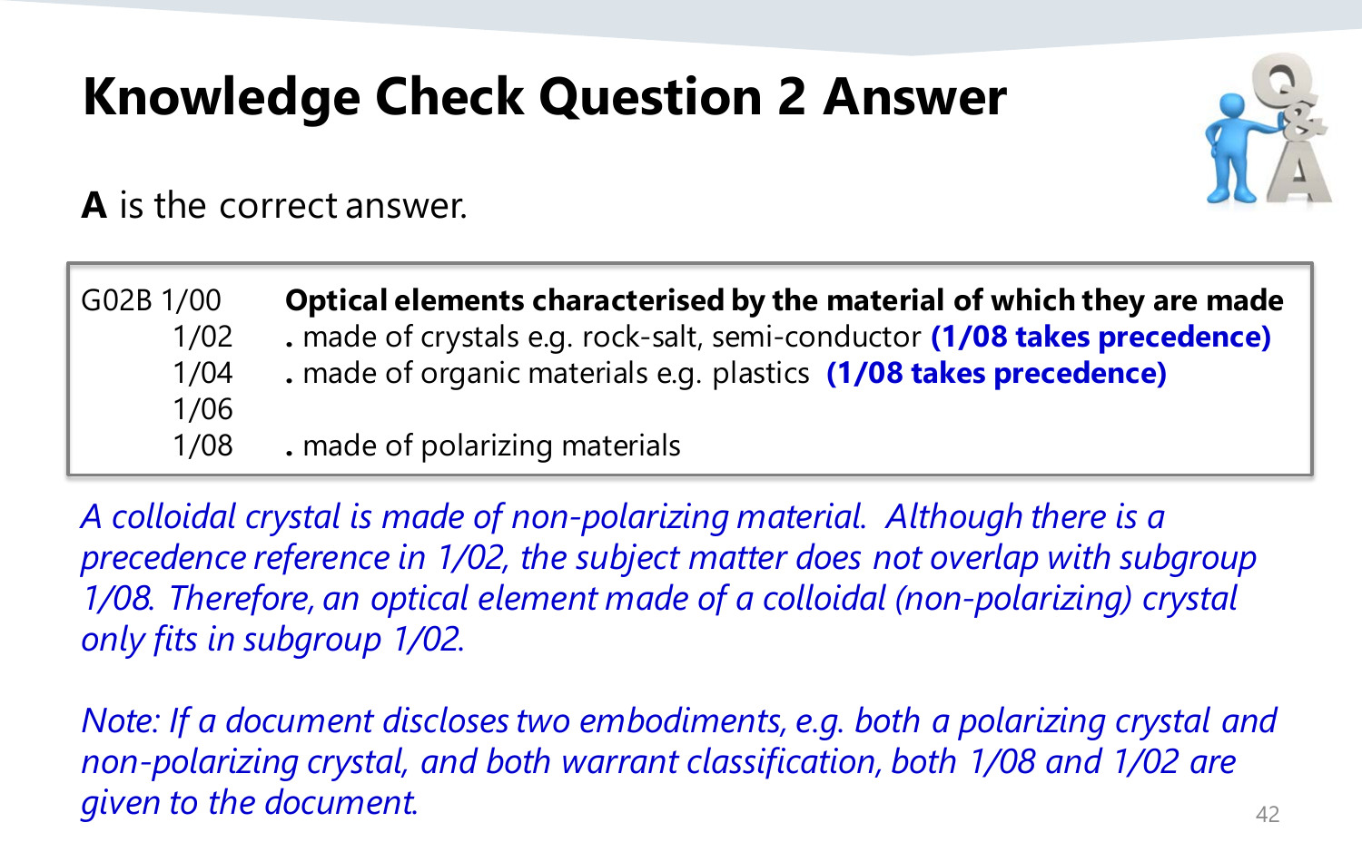# Knowledge Check Question 2 Answer

**A** is the correct answer.

| | |
|---|---|
| G02B 1/00 | **Optical elements characterised by the material of which they are made** |
| 1/02 | . made of crystals e.g. rock-salt, semi-conductor **(1/08 takes precedence)** |
| 1/04 | . made of organic materials e.g. plastics **(1/08 takes precedence)** |
| 1/06 | |
| 1/08 | . made of polarizing materials |

*A colloidal crystal is made of non-polarizing material. Although there is a precedence reference in 1/02, the subject matter does not overlap with subgroup 1/08. Therefore, an optical element made of a colloidal (non-polarizing) crystal only fits in subgroup 1/02.*

*Note: If a document discloses two embodiments, e.g. both a polarizing crystal and non-polarizing crystal, and both warrant classification, both 1/08 and 1/02 are given to the document.*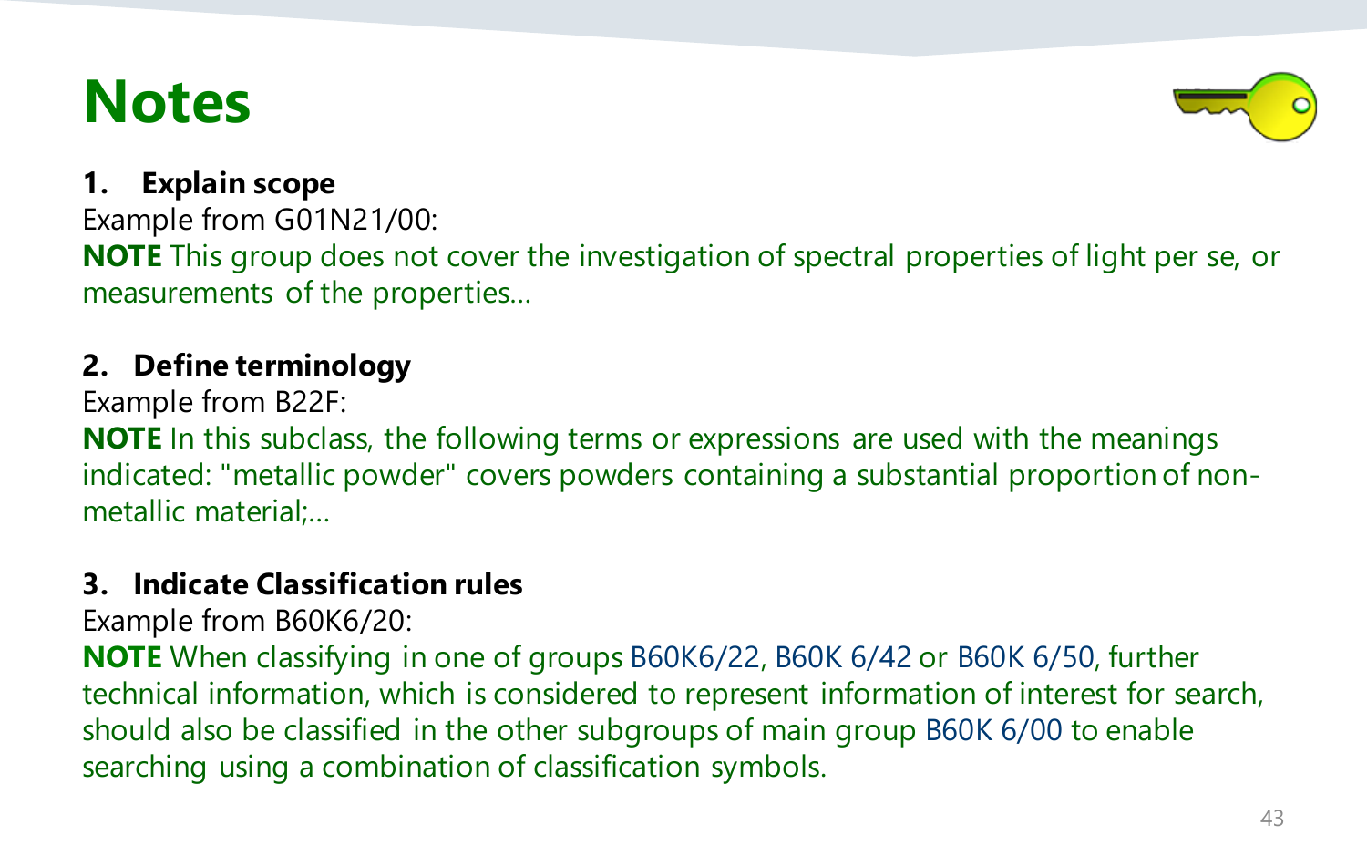# Notes

**1. Explain scope**

Example from G01N21/00:

**NOTE** This group does not cover the investigation of spectral properties of light per se, or measurements of the properties...

**2. Define terminology**

Example from B22F:

**NOTE** In this subclass, the following terms or expressions are used with the meanings indicated: "metallic powder" covers powders containing a substantial proportion of non-metallic material;...

**3. Indicate Classification rules**

Example from B60K6/20:

**NOTE** When classifying in one of groups B60K6/22, B60K 6/42 or B60K 6/50, further technical information, which is considered to represent information of interest for search, should also be classified in the other subgroups of main group B60K 6/00 to enable searching using a combination of classification symbols.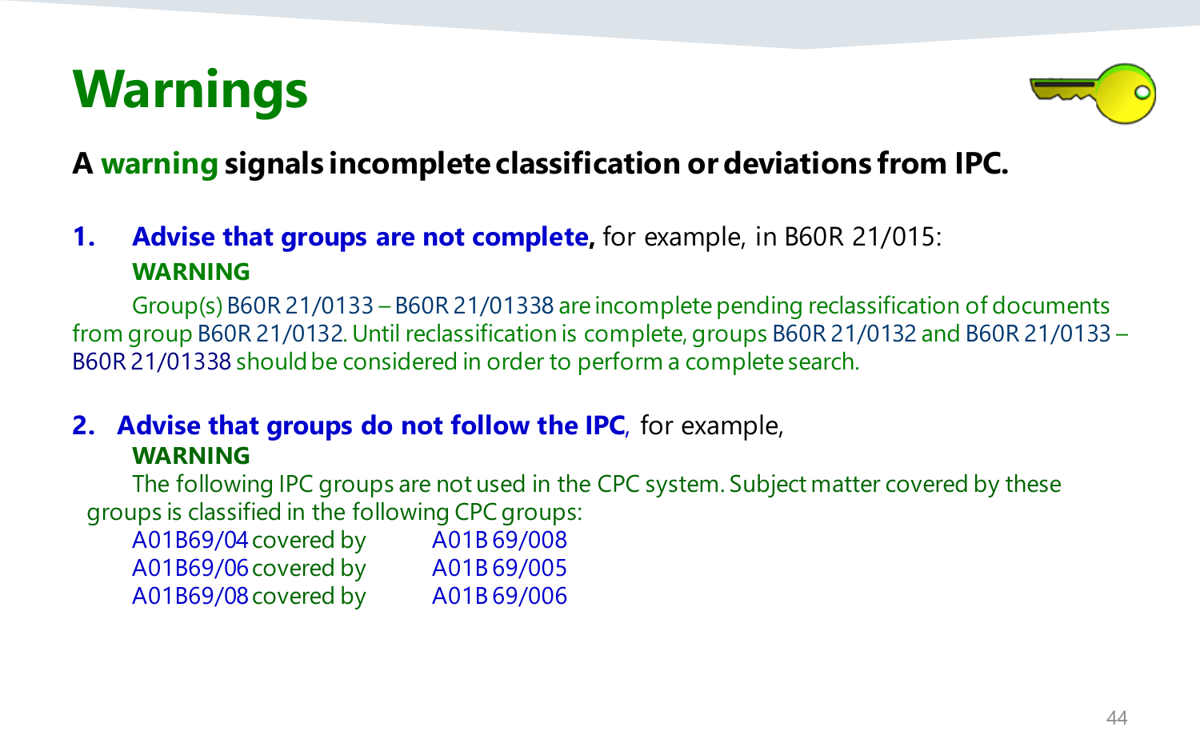# Warnings

**A warning signals incomplete classification or deviations from IPC.**

1. **Advise that groups are not complete,** for example, in B60R 21/015:

   **WARNING**

   Group(s) B60R 21/0133 – B60R 21/01338 are incomplete pending reclassification of documents from group B60R 21/0132. Until reclassification is complete, groups B60R 21/0132 and B60R 21/0133 – B60R 21/01338 should be considered in order to perform a complete search.

2. **Advise that groups do not follow the IPC**, for example,

   **WARNING**

   The following IPC groups are not used in the CPC system. Subject matter covered by these groups is classified in the following CPC groups:

   A01B69/04 covered by A01B 69/008
   A01B69/06 covered by A01B 69/005
   A01B69/08 covered by A01B 69/006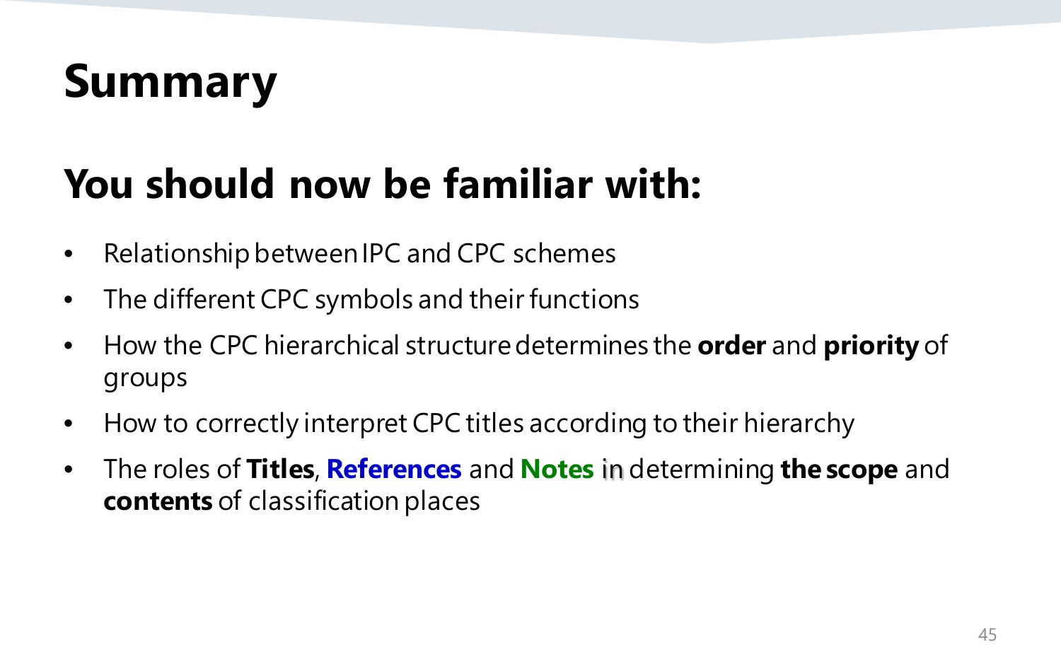# Summary

## You should now be familiar with:

- Relationship between IPC and CPC schemes
- The different CPC symbols and their functions
- How the CPC hierarchical structure determines the **order** and **priority** of groups
- How to correctly interpret CPC titles according to their hierarchy
- The roles of **Titles**, **References** and **Notes** in determining **the scope** and **contents** of classification places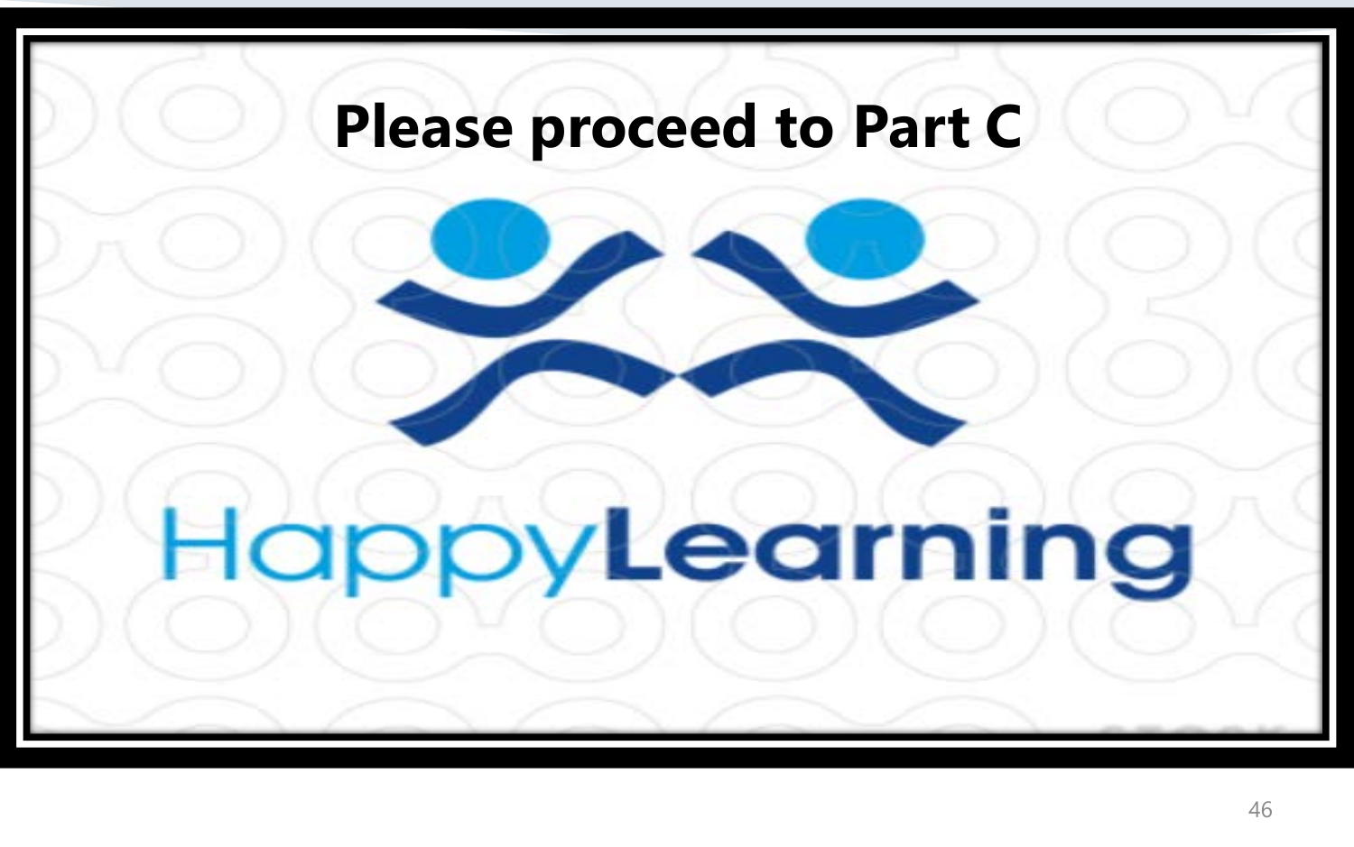# Please proceed to Part C

HappyLearning